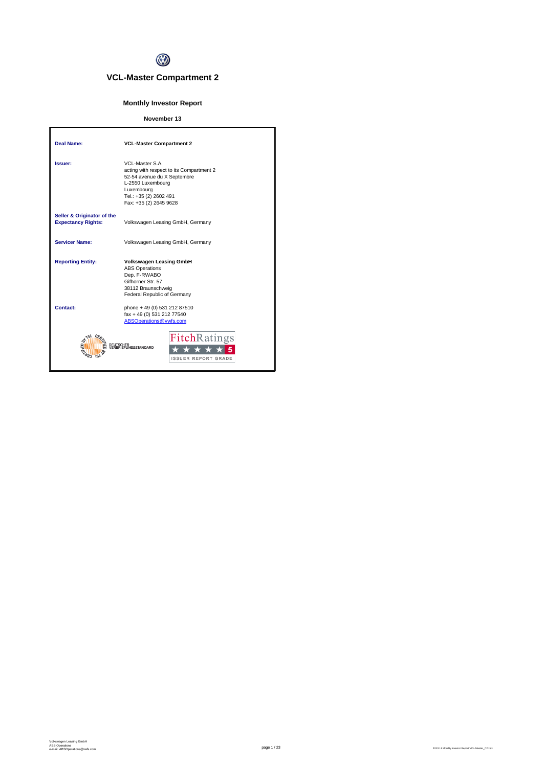# VCL-Master Compartment 2

## Monthly Investor Report

### November 13

| | |
|---|---|
| **Deal Name:** | **VCL-Master Compartment 2** |
| **Issuer:** | VCL-Master S.A.<br>acting with respect to its Compartment 2<br>52-54 avenue du X Septembre<br>L-2550 Luxembourg<br>Luxembourg<br>Tel.: +35 (2) 2602 491<br>Fax: +35 (2) 2645 9628 |
| **Seller & Originator of the Expectancy Rights:** | Volkswagen Leasing GmbH, Germany |
| **Servicer Name:** | Volkswagen Leasing GmbH, Germany |
| **Reporting Entity:** | **Volkswagen Leasing GmbH**<br>ABS Operations<br>Dep. F-RWABO<br>Gifhorner Str. 57<br>38112 Braunschweig<br>Federal Republic of Germany |
| **Contact:** | phone + 49 (0) 531 212 87510<br>fax + 49 (0) 531 212 77540<br>ABSOperations@vwfs.com |

CERTIFIED BY TSI DEUTSCHER VERBRIEFUNGSSTANDARD

FitchRatings ★★★★★ 5 ISSUER REPORT GRADE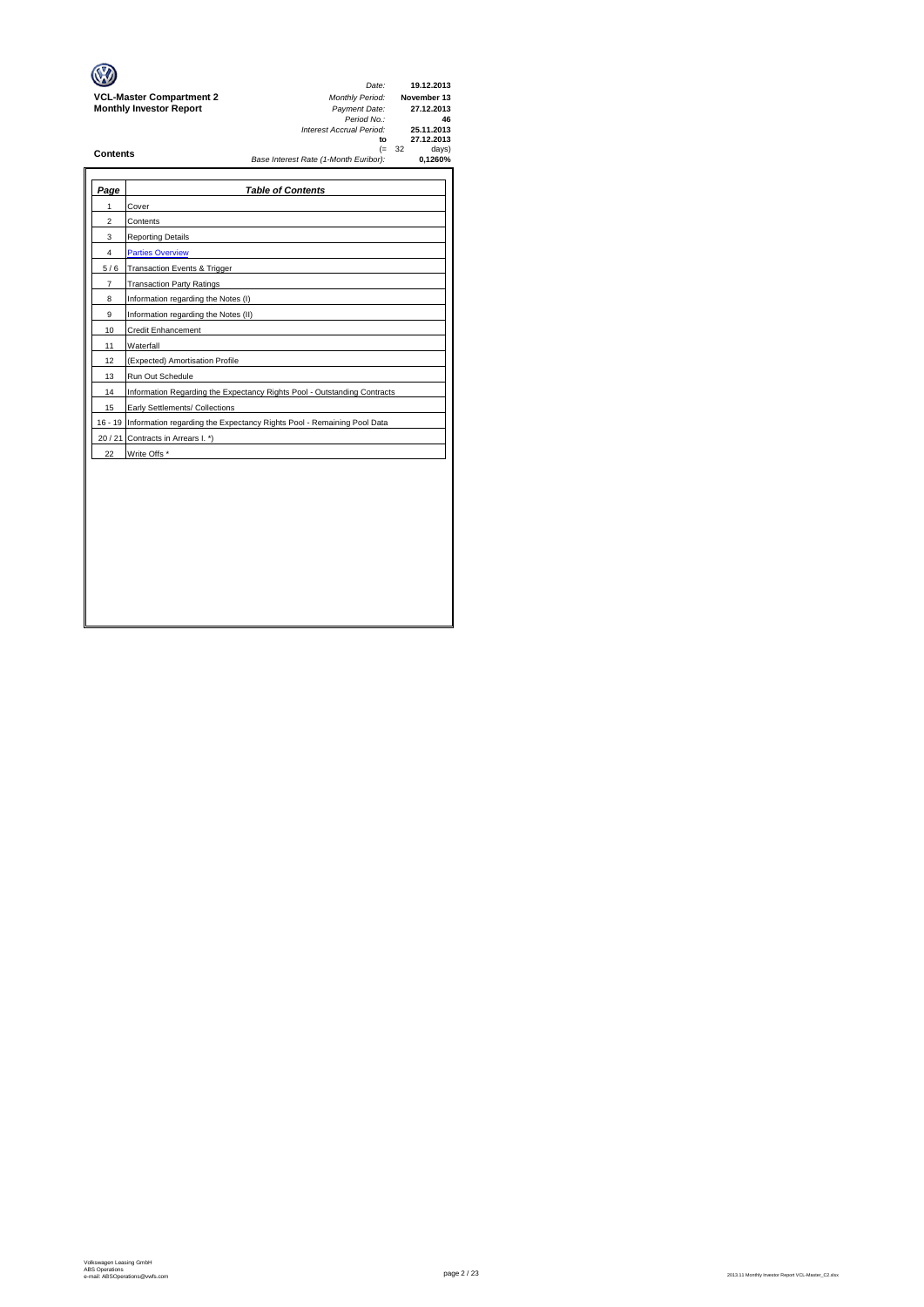**VCL-Master Compartment 2**
**Monthly Investor Report**

| | |
|---|---|
| *Date:* | **19.12.2013** |
| *Monthly Period:* | **November 13** |
| *Payment Date:* | **27.12.2013** |
| *Period No.:* | **46** |
| *Interest Accrual Period:* | **25.11.2013** |
| **to** | **27.12.2013** |
| (= | 32 days) |
| *Base Interest Rate (1-Month Euribor):* | **0,1260%** |

## Contents

| *Page* | *Table of Contents* |
|---|---|
| 1 | Cover |
| 2 | Contents |
| 3 | Reporting Details |
| 4 | Parties Overview |
| 5 / 6 | Transaction Events & Trigger |
| 7 | Transaction Party Ratings |
| 8 | Information regarding the Notes (I) |
| 9 | Information regarding the Notes (II) |
| 10 | Credit Enhancement |
| 11 | Waterfall |
| 12 | (Expected) Amortisation Profile |
| 13 | Run Out Schedule |
| 14 | Information Regarding the Expectancy Rights Pool - Outstanding Contracts |
| 15 | Early Settlements/ Collections |
| 16 - 19 | Information regarding the Expectancy Rights Pool - Remaining Pool Data |
| 20 / 21 | Contracts in Arrears I. *) |
| 22 | Write Offs * |

Volkswagen Leasing GmbH
ABS Operations
e-mail: ABSOperations@vwfs.com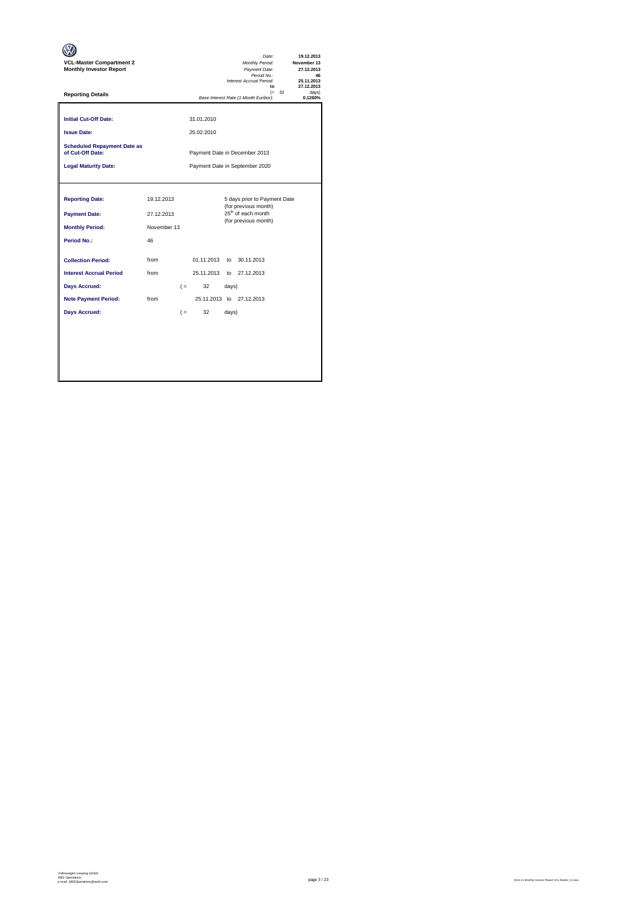**VCL-Master Compartment 2**
**Monthly Investor Report**

| | |
|---|---|
| *Date:* | **19.12.2013** |
| *Monthly Period:* | **November 13** |
| *Payment Date:* | **27.12.2013** |
| *Period No.:* | **46** |
| *Interest Accrual Period:* | **25.11.2013** |
| **to** | **27.12.2013** |
| (= 32 | days) |
| *Base Interest Rate (1-Month Euribor):* | **0,1260%** |

**Reporting Details**

| | | |
|---|---|---|
| **Initial Cut-Off Date:** | | 31.01.2010 |
| **Issue Date:** | | 25.02.2010 |
| **Scheduled Repayment Date as of Cut-Off Date:** | | Payment Date in December 2013 |
| **Legal Maturity Date:** | | Payment Date in September 2020 |

| | | | | |
|---|---|---|---|---|
| **Reporting Date:** | 19.12.2013 | | | 5 days prior to Payment Date (for previous month) |
| **Payment Date:** | 27.12.2013 | | | 25th of each month (for previous month) |
| **Monthly Period:** | November 13 | | | |
| **Period No.:** | 46 | | | |
| **Collection Period:** | from | 01.11.2013 | to | 30.11.2013 |
| **Interest Accrual Period** | from | 25.11.2013 | to | 27.12.2013 |
| **Days Accrued:** | ( = | 32 | days) | |
| **Note Payment Period:** | from | 25.11.2013 | to | 27.12.2013 |
| **Days Accrued:** | ( = | 32 | days) | |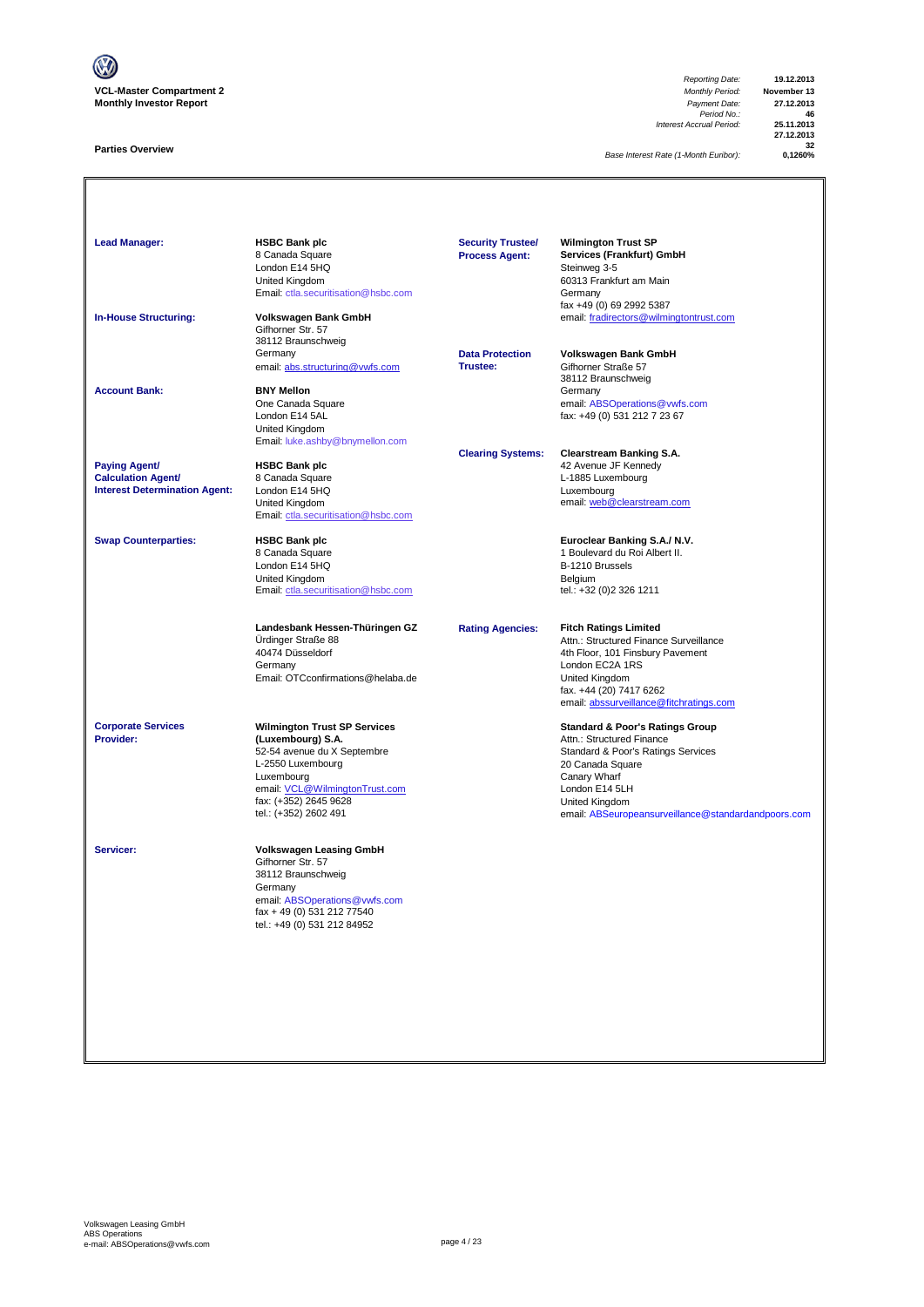**VCL-Master Compartment 2**
**Monthly Investor Report**

| | |
|---|---|
| *Reporting Date:* | **19.12.2013** |
| *Monthly Period:* | **November 13** |
| *Payment Date:* | **27.12.2013** |
| *Period No.:* | **46** |
| *Interest Accrual Period:* | **25.11.2013** |
| | **27.12.2013** |
| | **32** |
| *Base Interest Rate (1-Month Euribor):* | **0,1260%** |

## Parties Overview

**Lead Manager:**
**HSBC Bank plc**
8 Canada Square
London E14 5HQ
United Kingdom
Email: ctla.securitisation@hsbc.com

**In-House Structuring:**
**Volkswagen Bank GmbH**
Gifhorner Str. 57
38112 Braunschweig
Germany
email: abs.structuring@vwfs.com

**Account Bank:**
**BNY Mellon**
One Canada Square
London E14 5AL
United Kingdom
Email: luke.ashby@bnymellon.com

**Paying Agent/ Calculation Agent/ Interest Determination Agent:**
**HSBC Bank plc**
8 Canada Square
London E14 5HQ
United Kingdom
Email: ctla.securitisation@hsbc.com

**Swap Counterparties:**
**HSBC Bank plc**
8 Canada Square
London E14 5HQ
United Kingdom
Email: ctla.securitisation@hsbc.com

**Landesbank Hessen-Thüringen GZ**
Ürdinger Straße 88
40474 Düsseldorf
Germany
Email: OTCconfirmations@helaba.de

**Corporate Services Provider:**
**Wilmington Trust SP Services (Luxembourg) S.A.**
52-54 avenue du X Septembre
L-2550 Luxembourg
Luxembourg
email: VCL@WilmingtonTrust.com
fax: (+352) 2645 9628
tel.: (+352) 2602 491

**Servicer:**
**Volkswagen Leasing GmbH**
Gifhorner Str. 57
38112 Braunschweig
Germany
email: ABSOperations@vwfs.com
fax + 49 (0) 531 212 77540
tel.: +49 (0) 531 212 84952

**Security Trustee/ Process Agent:**
**Wilmington Trust SP Services (Frankfurt) GmbH**
Steinweg 3-5
60313 Frankfurt am Main
Germany
fax +49 (0) 69 2992 5387
email: fradirectors@wilmingtontrust.com

**Data Protection Trustee:**
**Volkswagen Bank GmbH**
Gifhorner Straße 57
38112 Braunschweig
Germany
email: ABSOperations@vwfs.com
fax: +49 (0) 531 212 7 23 67

**Clearing Systems:**
**Clearstream Banking S.A.**
42 Avenue JF Kennedy
L-1885 Luxembourg
Luxembourg
email: web@clearstream.com

**Euroclear Banking S.A./ N.V.**
1 Boulevard du Roi Albert II.
B-1210 Brussels
Belgium
tel.: +32 (0)2 326 1211

**Rating Agencies:**
**Fitch Ratings Limited**
Attn.: Structured Finance Surveillance
4th Floor, 101 Finsbury Pavement
London EC2A 1RS
United Kingdom
fax. +44 (20) 7417 6262
email: abssurveillance@fitchratings.com

**Standard & Poor's Ratings Group**
Attn.: Structured Finance
Standard & Poor's Ratings Services
20 Canada Square
Canary Wharf
London E14 5LH
United Kingdom
email: ABSeuropeansurveillance@standardandpoors.com

Volkswagen Leasing GmbH
ABS Operations
e-mail: ABSOperations@vwfs.com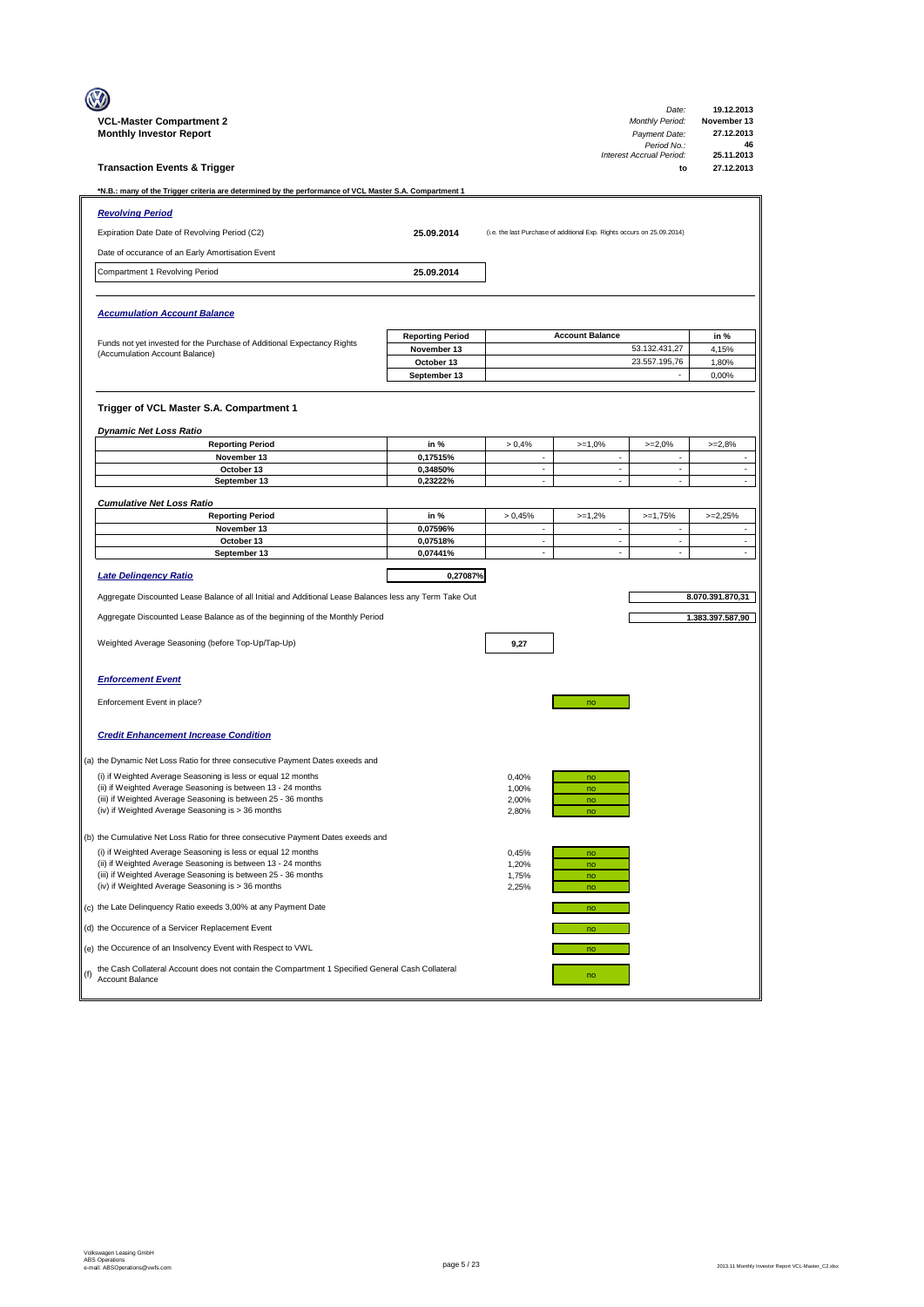**VCL-Master Compartment 2**
**Monthly Investor Report**

| | |
|---|---|
| *Date:* | 19.12.2013 |
| *Monthly Period:* | November 13 |
| *Payment Date:* | 27.12.2013 |
| *Period No.:* | 46 |
| *Interest Accrual Period:* | 25.11.2013 |
| to | 27.12.2013 |

**Transaction Events & Trigger**

***N.B.: many of the Trigger criteria are determined by the performance of VCL Master S.A. Compartment 1**

### *Revolving Period*

| | | |
|---|---|---|
| Expiration Date Date of Revolving Period (C2) | **25.09.2014** | (i.e. the last Purchase of additional Exp. Rights occurs on 25.09.2014) |
| Date of occurance of an Early Amortisation Event | | |
| Compartment 1 Revolving Period | **25.09.2014** | |

### *Accumulation Account Balance*

Funds not yet invested for the Purchase of Additional Expectancy Rights (Accumulation Account Balance)

| Reporting Period | Account Balance | in % |
|---|---|---|
| November 13 | 53.132.431,27 | 4,15% |
| October 13 | 23.557.195,76 | 1,80% |
| September 13 | - | 0,00% |

### Trigger of VCL Master S.A. Compartment 1

*Dynamic Net Loss Ratio*

| Reporting Period | in % | > 0,4% | >=1,0% | >=2,0% | >=2,8% |
|---|---|---|---|---|---|
| November 13 | 0,17515% | - | - | - | - |
| October 13 | 0,34850% | - | - | - | - |
| September 13 | 0,23222% | - | - | - | - |

*Cumulative Net Loss Ratio*

| Reporting Period | in % | > 0,45% | >=1,2% | >=1,75% | >=2,25% |
|---|---|---|---|---|---|
| November 13 | 0,07596% | - | - | - | - |
| October 13 | 0,07518% | - | - | - | - |
| September 13 | 0,07441% | - | - | - | - |

*Late Delinquency Ratio* **0,27087%**

Aggregate Discounted Lease Balance of all Initial and Additional Lease Balances less any Term Take Out: **8.070.391.870,31**

Aggregate Discounted Lease Balance as of the beginning of the Monthly Period: **1.383.397.587,90**

Weighted Average Seasoning (before Top-Up/Tap-Up): **9,27**

### *Enforcement Event*

Enforcement Event in place? no

### *Credit Enhancement Increase Condition*

(a) the Dynamic Net Loss Ratio for three consecutive Payment Dates exeeds and

| | | |
|---|---|---|
| (i) if Weighted Average Seasoning is less or equal 12 months | 0,40% | no |
| (ii) if Weighted Average Seasoning is between 13 - 24 months | 1,00% | no |
| (iii) if Weighted Average Seasoning is between 25 - 36 months | 2,00% | no |
| (iv) if Weighted Average Seasoning is > 36 months | 2,80% | no |

(b) the Cumulative Net Loss Ratio for three consecutive Payment Dates exeeds and

| | | |
|---|---|---|
| (i) if Weighted Average Seasoning is less or equal 12 months | 0,45% | no |
| (ii) if Weighted Average Seasoning is between 13 - 24 months | 1,20% | no |
| (iii) if Weighted Average Seasoning is between 25 - 36 months | 1,75% | no |
| (iv) if Weighted Average Seasoning is > 36 months | 2,25% | no |

(c) the Late Delinquency Ratio exeeds 3,00% at any Payment Date: no

(d) the Occurence of a Servicer Replacement Event: no

(e) the Occurence of an Insolvency Event with Respect to VWL: no

(f) the Cash Collateral Account does not contain the Compartment 1 Specified General Cash Collateral Account Balance: no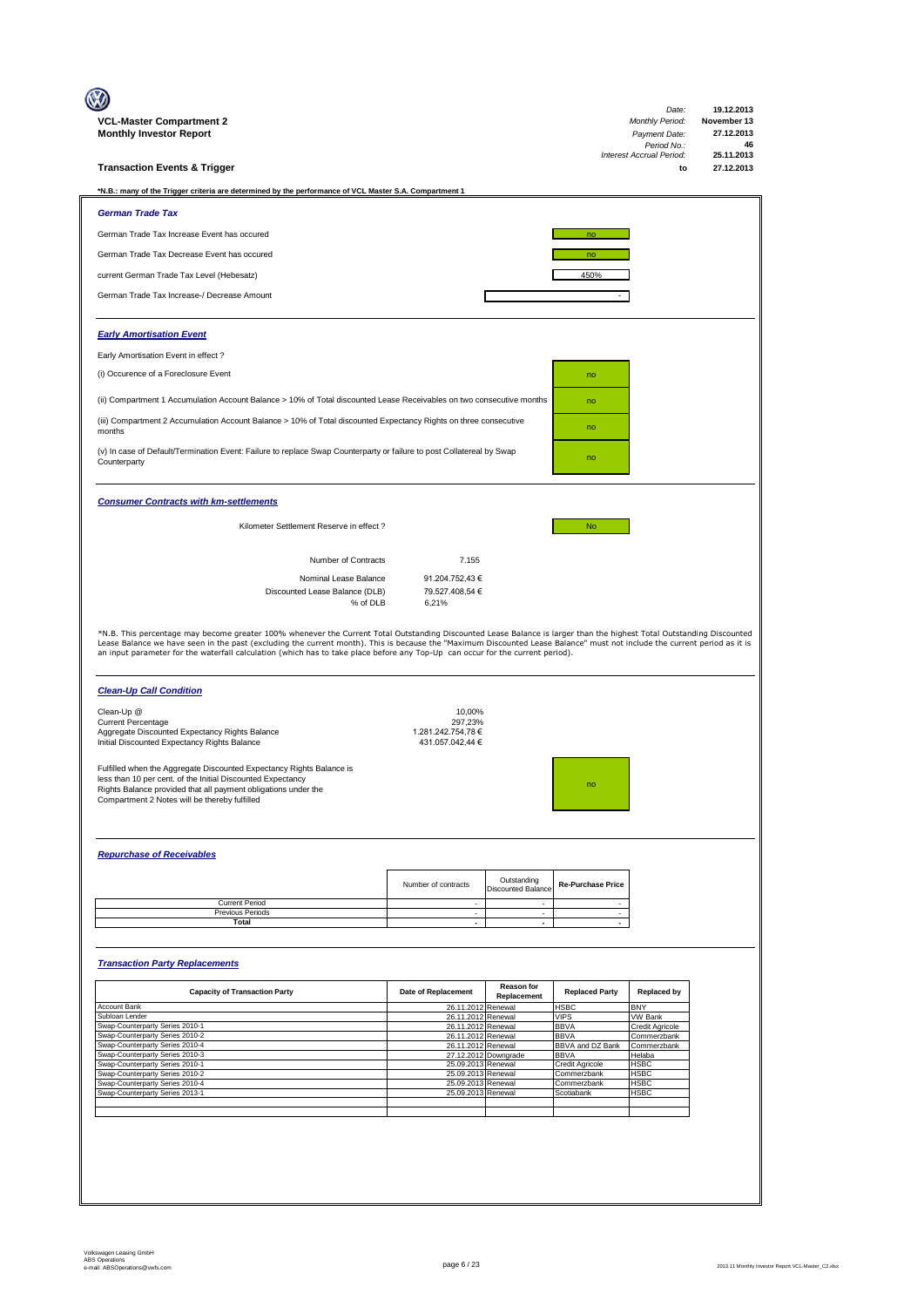**VCL-Master Compartment 2**
**Monthly Investor Report**

| | |
|---|---|
| *Date:* | 19.12.2013 |
| *Monthly Period:* | November 13 |
| *Payment Date:* | 27.12.2013 |
| *Period No.:* | 46 |
| *Interest Accrual Period:* | 25.11.2013 |
| to | 27.12.2013 |

## Transaction Events & Trigger

**\*N.B.: many of the Trigger criteria are determined by the performance of VCL Master S.A. Compartment 1**

### *German Trade Tax*

| | |
|---|---|
| German Trade Tax Increase Event has occured | no |
| German Trade Tax Decrease Event has occured | no |
| current German Trade Tax Level (Hebesatz) | 450% |
| German Trade Tax Increase-/ Decrease Amount | - |

### *Early Amortisation Event*

Early Amortisation Event in effect ?

| | |
|---|---|
| (i) Occurence of a Foreclosure Event | no |
| (ii) Compartment 1 Accumulation Account Balance > 10% of Total discounted Lease Receivables on two consecutive months | no |
| (iii) Compartment 2 Accumulation Account Balance > 10% of Total discounted Expectancy Rights on three consecutive months | no |
| (v) In case of Default/Termination Event: Failure to replace Swap Counterparty or failure to post Collatereal by Swap Counterparty | no |

### *Consumer Contracts with km-settlements*

Kilometer Settlement Reserve in effect ? No

| | |
|---|---|
| Number of Contracts | 7.155 |
| Nominal Lease Balance | 91.204.752,43 € |
| Discounted Lease Balance (DLB) | 79.527.408,54 € |
| % of DLB | 6,21% |

\*N.B. This percentage may become greater 100% whenever the Current Total Outstanding Discounted Lease Balance is larger than the highest Total Outstanding Discounted Lease Balance we have seen in the past (excluding the current month). This is because the "Maximum Discounted Lease Balance" must not include the current period as it is an input parameter for the waterfall calculation (which has to take place before any Top-Up can occur for the current period).

### *Clean-Up Call Condition*

| | |
|---|---|
| Clean-Up @ | 10,00% |
| Current Percentage | 297,23% |
| Aggregate Discounted Expectancy Rights Balance | 1.281.242.754,78 € |
| Initial Discounted Expectancy Rights Balance | 431.057.042,44 € |

Fulfilled when the Aggregate Discounted Expectancy Rights Balance is less than 10 per cent. of the Initial Discounted Expectancy Rights Balance provided that all payment obligations under the Compartment 2 Notes will be thereby fulfilled: no

### *Repurchase of Receivables*

| | Number of contracts | Outstanding Discounted Balance | Re-Purchase Price |
|---|---|---|---|
| Current Period | - | - | - |
| Previous Periods | - | - | - |
| **Total** | - | - | - |

### *Transaction Party Replacements*

| Capacity of Transaction Party | Date of Replacement | Reason for Replacement | Replaced Party | Replaced by |
|---|---|---|---|---|
| Account Bank | 26.11.2012 | Renewal | HSBC | BNY |
| Subloan Lender | 26.11.2012 | Renewal | VIPS | VW Bank |
| Swap-Counterparty Series 2010-1 | 26.11.2012 | Renewal | BBVA | Credit Agricole |
| Swap-Counterparty Series 2010-2 | 26.11.2012 | Renewal | BBVA | Commerzbank |
| Swap-Counterparty Series 2010-4 | 26.11.2012 | Renewal | BBVA and DZ Bank | Commerzbank |
| Swap-Counterparty Series 2010-3 | 27.12.2012 | Downgrade | BBVA | Helaba |
| Swap-Counterparty Series 2010-1 | 25.09.2013 | Renewal | Credit Agricole | HSBC |
| Swap-Counterparty Series 2010-2 | 25.09.2013 | Renewal | Commerzbank | HSBC |
| Swap-Counterparty Series 2010-4 | 25.09.2013 | Renewal | Commerzbank | HSBC |
| Swap-Counterparty Series 2013-1 | 25.09.2013 | Renewal | Scotiabank | HSBC |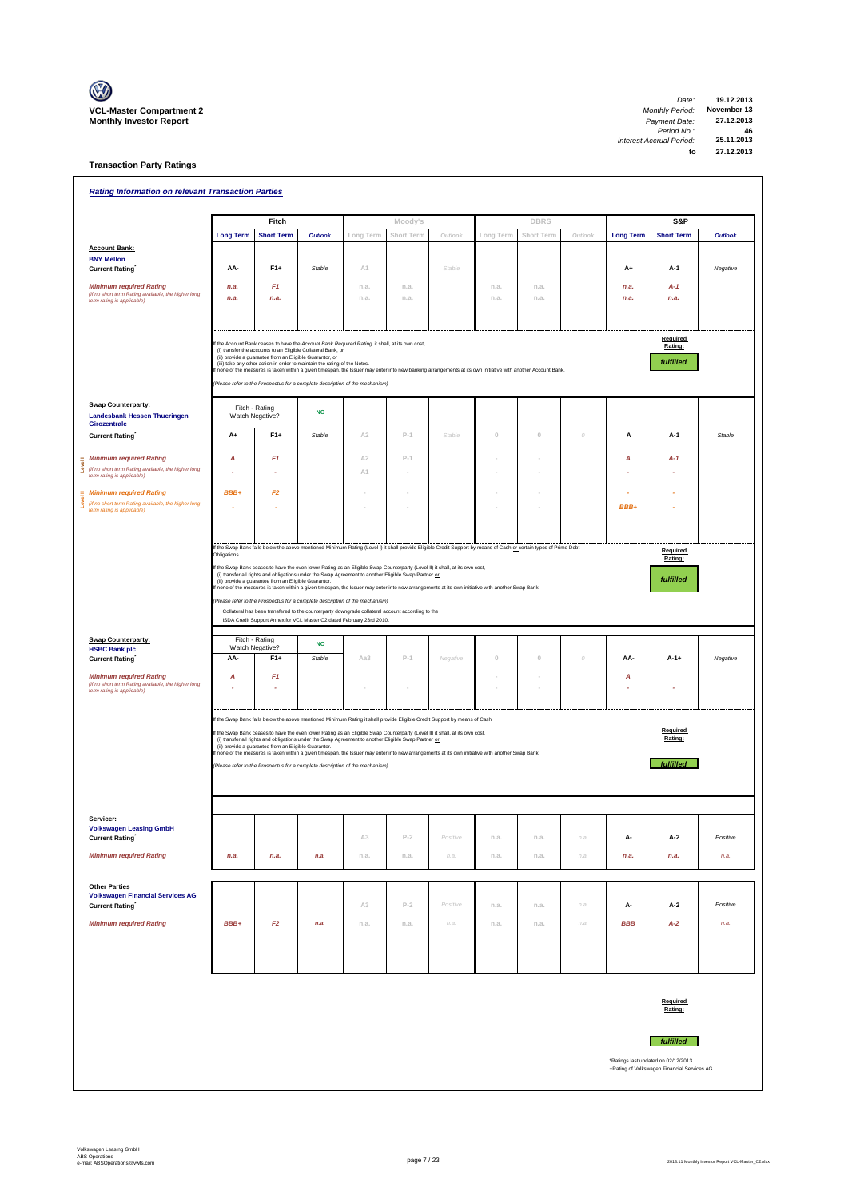**VCL-Master Compartment 2**
**Monthly Investor Report**

| | |
|---|---|
| Date: | 19.12.2013 |
| Monthly Period: | November 13 |
| Payment Date: | 27.12.2013 |
| Period No.: | 46 |
| Interest Accrual Period: | 25.11.2013 |
| to | 27.12.2013 |

## Transaction Party Ratings

### *Rating Information on relevant Transaction Parties*

| | Fitch | | | Moody's | | | DBRS | | | S&P | | |
|---|---|---|---|---|---|---|---|---|---|---|---|---|
| | **Long Term** | **Short Term** | **Outlook** | Long Term | Short Term | Outlook | Long Term | Short Term | Outlook | **Long Term** | **Short Term** | **Outlook** |
| **Account Bank:** BNY Mellon | | | | | | | | | | | | |
| **Current Rating*** | AA- | F1+ | Stable | A1 | | Stable | | | | A+ | A-1 | Negative |
| ***Minimum required Rating*** | n.a. | F1 | | n.a. | n.a. | | n.a. | n.a. | | n.a. | A-1 | |
| *(if no short term Rating available, the higher long term rating is applicable)* | n.a. | n.a. | | n.a. | n.a. | | n.a. | n.a. | | n.a. | n.a. | |

If the Account Bank ceases to have the *Account Bank Required Rating* it shall, at its own cost,
(i) transfer the accounts to an Eligible Collateral Bank, or
(ii) provide a guarantee from an Eligible Guarantor, or
(iii) take any other action in order to maintain the rating of the Notes.
If none of the measures is taken within a given timespan, the Issuer may enter into new banking arrangements at its own initiative with another Account Bank.

*(Please refer to the Prospectus for a complete description of the mechanism)*

**Required Rating:** *fulfilled*

| | Fitch | | | Moody's | | | DBRS | | | S&P | | |
|---|---|---|---|---|---|---|---|---|---|---|---|---|
| **Swap Counterparty:** Landesbank Hessen Thueringen Girozentrale | Fitch - Rating Watch Negative? | | NO | | | | | | | | | |
| **Current Rating*** | A+ | F1+ | Stable | A2 | P-1 | Stable | 0 | 0 | 0 | A | A-1 | Stable |
| Level I ***Minimum required Rating*** | A | F1 | | A2 | P-1 | | - | - | | A | A-1 | |
| *(if no short term Rating available, the higher long term rating is applicable)* | - | - | | A1 | - | | - | - | | - | - | |
| Level II ***Minimum required Rating*** | BBB+ | F2 | | - | - | | - | - | | - | - | |
| *(if no short term Rating available, the higher long term rating is applicable)* | - | - | | - | - | | - | - | | BBB+ | - | |

If the Swap Bank falls below the above mentioned Minimum Rating (Level I) it shall provide Eligible Credit Support by means of Cash or certain types of Prime Debt Obligations

If the Swap Bank ceases to have the even lower Rating as an Eligible Swap Counterparty (Level II) it shall, at its own cost,
(i) transfer all rights and obligations under the Swap Agreement to another Eligible Swap Partner or
(ii) provide a guarantee from an Eligible Guarantor.
If none of the measures is taken within a given timespan, the Issuer may enter into new arrangements at its own initiative with another Swap Bank.

*(Please refer to the Prospectus for a complete description of the mechanism)*

Collateral has been transfered to the counterparty downgrade collateral account according to the ISDA Credit Support Annex for VCL Master C2 dated February 23rd 2010.

**Required Rating:** *fulfilled*

| | Fitch | | | Moody's | | | DBRS | | | S&P | | |
|---|---|---|---|---|---|---|---|---|---|---|---|---|
| **Swap Counterparty:** HSBC Bank plc | Fitch - Rating Watch Negative? | | NO | | | | | | | | | |
| **Current Rating*** | AA- | F1+ | Stable | Aa3 | P-1 | Negative | 0 | 0 | 0 | AA- | A-1+ | Negative |
| ***Minimum required Rating*** | A | F1 | | | | | - | - | | A | | |
| *(if no short term Rating available, the higher long term rating is applicable)* | - | - | | - | - | | - | - | | - | - | |

If the Swap Bank falls below the above mentioned Minimum Rating it shall provide Eligible Credit Support by means of Cash

If the Swap Bank ceases to have the even lower Rating as an Eligible Swap Counterparty (Level II) it shall, at its own cost,
(i) transfer all rights and obligations under the Swap Agreement to another Eligible Swap Partner or
(ii) provide a guarantee from an Eligible Guarantor.
If none of the measures is taken within a given timespan, the Issuer may enter into new arrangements at its own initiative with another Swap Bank.

*(Please refer to the Prospectus for a complete description of the mechanism)*

**Required Rating:** *fulfilled*

| | Fitch | | | Moody's | | | DBRS | | | S&P | | |
|---|---|---|---|---|---|---|---|---|---|---|---|---|
| **Servicer:** Volkswagen Leasing GmbH | | | | | | | | | | | | |
| **Current Rating*** | | | | A3 | P-2 | Positive | n.a. | n.a. | n.a. | A- | A-2 | Positive |
| ***Minimum required Rating*** | n.a. | n.a. | n.a. | n.a. | n.a. | n.a. | n.a. | n.a. | n.a. | n.a. | n.a. | n.a. |
| **Other Parties** Volkswagen Financial Services AG | | | | | | | | | | | | |
| **Current Rating*** | | | | A3 | P-2 | Positive | n.a. | n.a. | n.a. | A- | A-2 | Positive |
| ***Minimum required Rating*** | BBB+ | F2 | n.a. | n.a. | n.a. | n.a. | n.a. | n.a. | n.a. | BBB | A-2 | n.a. |

**Required Rating:** *fulfilled*

*Ratings last updated on 02/12/2013
+Rating of Volkswagen Financial Services AG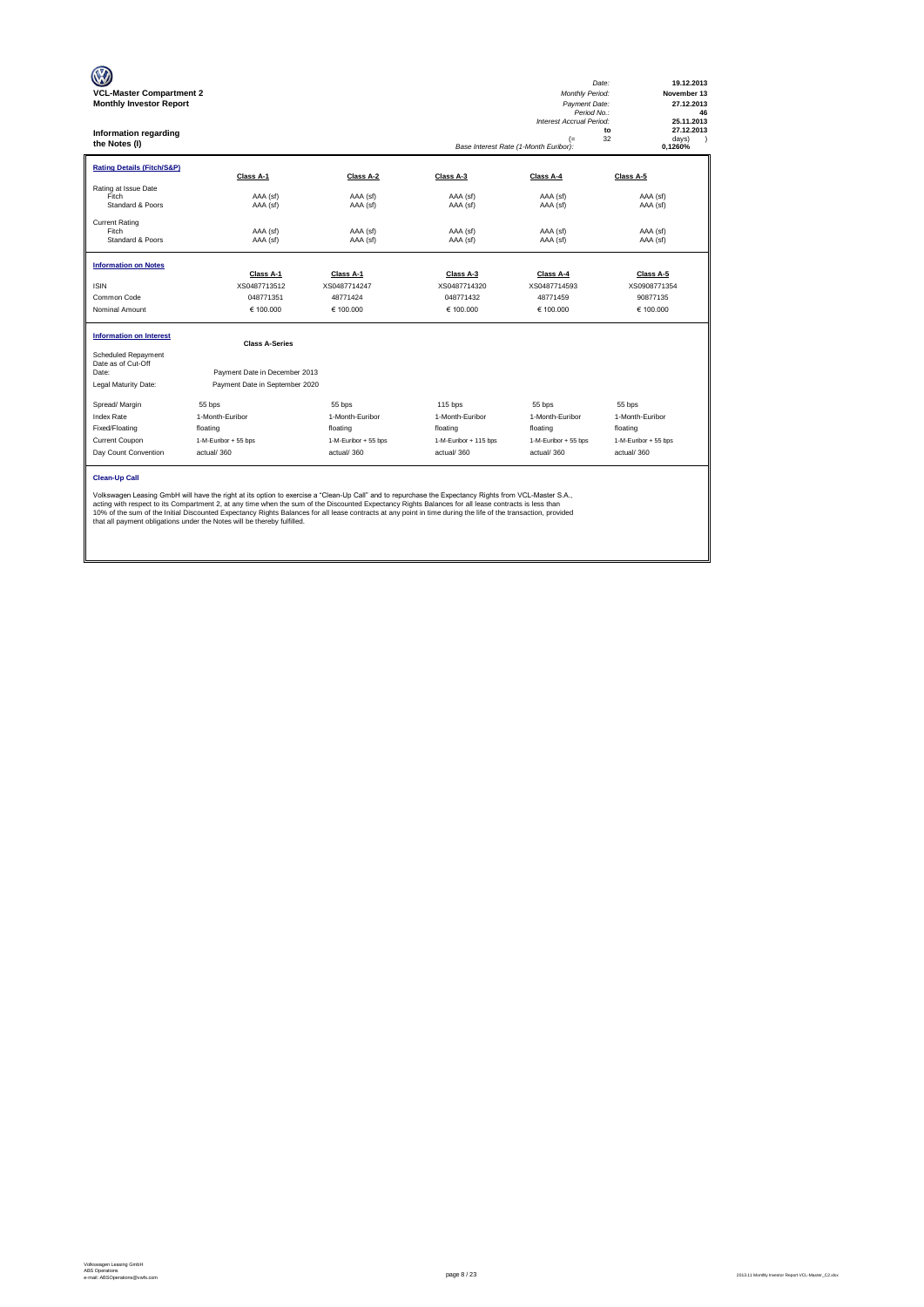**VCL-Master Compartment 2**
**Monthly Investor Report**

| | |
|---|---|
| *Date:* | **19.12.2013** |
| *Monthly Period:* | **November 13** |
| *Payment Date:* | **27.12.2013** |
| *Period No.:* | **46** |
| *Interest Accrual Period:* | **25.11.2013** |
| **to** | **27.12.2013** |
| (= 32 | days) ) |
| *Base Interest Rate (1-Month Euribor):* | **0,1260%** |

## Information regarding the Notes (I)

| **Rating Details (Fitch/S&P)** | **Class A-1** | **Class A-2** | **Class A-3** | **Class A-4** | **Class A-5** |
|---|---|---|---|---|---|
| Rating at Issue Date | | | | | |
| Fitch | AAA (sf) | AAA (sf) | AAA (sf) | AAA (sf) | AAA (sf) |
| Standard & Poors | AAA (sf) | AAA (sf) | AAA (sf) | AAA (sf) | AAA (sf) |
| Current Rating | | | | | |
| Fitch | AAA (sf) | AAA (sf) | AAA (sf) | AAA (sf) | AAA (sf) |
| Standard & Poors | AAA (sf) | AAA (sf) | AAA (sf) | AAA (sf) | AAA (sf) |

| **Information on Notes** | **Class A-1** | **Class A-1** | **Class A-3** | **Class A-4** | **Class A-5** |
|---|---|---|---|---|---|
| ISIN | XS0487713512 | XS0487714247 | XS0487714320 | XS0487714593 | XS0908771354 |
| Common Code | 048771351 | 48771424 | 048771432 | 48771459 | 90877135 |
| Nominal Amount | € 100.000 | € 100.000 | € 100.000 | € 100.000 | € 100.000 |

| **Information on Interest** | **Class A-Series** | | | | |
|---|---|---|---|---|---|
| Scheduled Repayment Date as of Cut-Off Date: | Payment Date in December 2013 | | | | |
| Legal Maturity Date: | Payment Date in September 2020 | | | | |
| Spread/ Margin | 55 bps | 55 bps | 115 bps | 55 bps | 55 bps |
| Index Rate | 1-Month-Euribor | 1-Month-Euribor | 1-Month-Euribor | 1-Month-Euribor | 1-Month-Euribor |
| Fixed/Floating | floating | floating | floating | floating | floating |
| Current Coupon | 1-M-Euribor + 55 bps | 1-M-Euribor + 55 bps | 1-M-Euribor + 115 bps | 1-M-Euribor + 55 bps | 1-M-Euribor + 55 bps |
| Day Count Convention | actual/ 360 | actual/ 360 | actual/ 360 | actual/ 360 | actual/ 360 |

**Clean-Up Call**

Volkswagen Leasing GmbH will have the right at its option to exercise a "Clean-Up Call" and to repurchase the Expectancy Rights from VCL-Master S.A., acting with respect to its Compartment 2, at any time when the sum of the Discounted Expectancy Rights Balances for all lease contracts is less than 10% of the sum of the Initial Discounted Expectancy Rights Balances for all lease contracts at any point in time during the life of the transaction, provided that all payment obligations under the Notes will be thereby fulfilled.

Volkswagen Leasing GmbH
ABS Operations
e-mail: ABSOperations@vwfs.com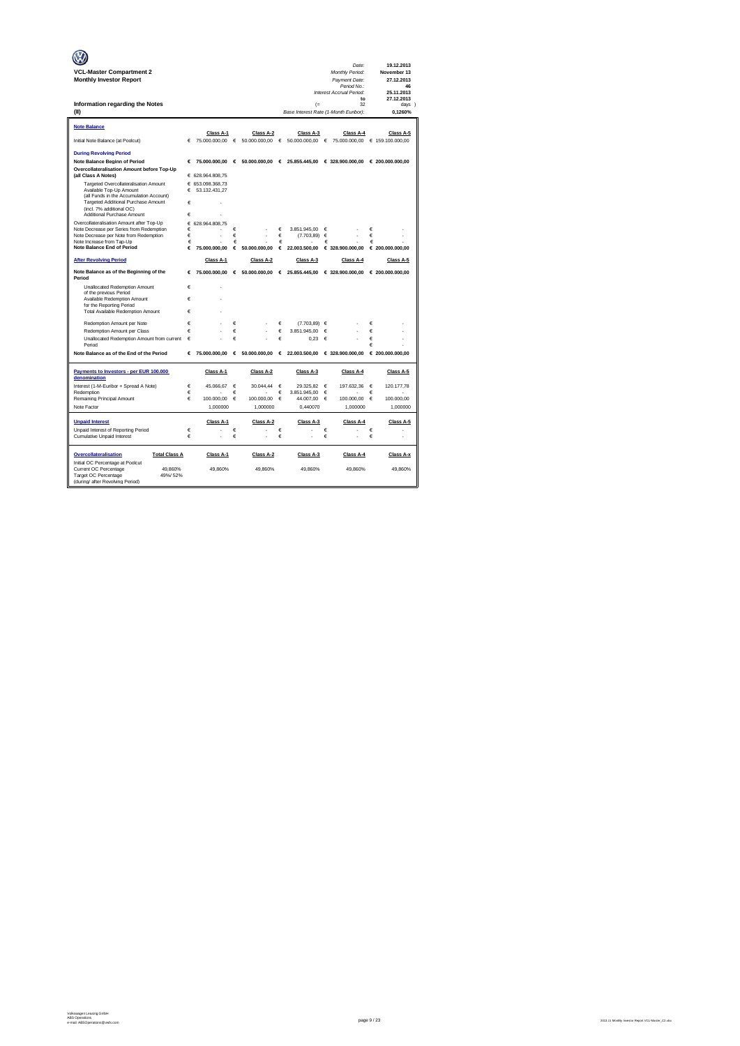**VCL-Master Compartment 2**
**Monthly Investor Report**

| | |
|---|---|
| *Date:* | **19.12.2013** |
| *Monthly Period:* | **November 13** |
| *Payment Date:* | **27.12.2013** |
| *Period No.:* | **46** |
| *Interest Accrual Period:* | **25.11.2013** |
| **to** | **27.12.2013** |
| (= 32 | days ) |
| *Base Interest Rate (1-Month Euribor):* | **0,1260%** |

## Information regarding the Notes
## (II)

| **Note Balance** | | Class A-1 | | Class A-2 | | Class A-3 | | Class A-4 | | Class A-5 |
|---|---|---|---|---|---|---|---|---|---|---|
| Initial Note Balance (at Poolcut) | € | 75.000.000,00 | € | 50.000.000,00 | € | 50.000.000,00 | € | 75.000.000,00 | € | 159.100.000,00 |
| **During Revolving Period** | | | | | | | | | | |
| **Note Balance Beginn of Period** | € | 75.000.000,00 | € | 50.000.000,00 | € | 25.855.445,00 | € | 328.900.000,00 | € | 200.000.000,00 |
| **Overcollateralisation Amount before Top-Up (all Class A Notes)** | € | 628.964.808,75 | | | | | | | | |
| Targeted Overcollateralisation Amount | € | 653.098.368,73 | | | | | | | | |
| Available Top-Up Amount (all Funds in the Accumulation Account) | € | 53.132.431,27 | | | | | | | | |
| Targeted Additional Purchase Amount (incl. 7% additional OC) | € | - | | | | | | | | |
| Additional Purchase Amount | € | - | | | | | | | | |
| Overcollateralisation Amount after Top-Up | € | 628.964.808,75 | | | | | | | | |
| Note Decrease per Series from Redemption | € | - | € | - | € | 3.851.945,00 | € | - | € | - |
| Note Decrease per Note from Redemption | € | - | € | - | € | (7.703,89) | € | - | € | - |
| Note Increase from Tap-Up | € | - | € | - | € | - | € | - | € | - |
| **Note Balance End of Period** | € | 75.000.000,00 | € | 50.000.000,00 | € | 22.003.500,00 | € | 328.900.000,00 | € | 200.000.000,00 |
| **After Revolving Period** | | Class A-1 | | Class A-2 | | Class A-3 | | Class A-4 | | Class A-5 |
| **Note Balance as of the Beginning of the Period** | € | 75.000.000,00 | € | 50.000.000,00 | € | 25.855.445,00 | € | 328.900.000,00 | € | 200.000.000,00 |
| Unallocated Redemption Amount of the previous Period | € | - | | | | | | | | |
| Available Redemption Amount for the Reporting Period | € | - | | | | | | | | |
| Total Available Redemption Amount | € | - | | | | | | | | |
| Redemption Amount per Note | € | - | € | - | € | (7.703,89) | € | - | € | - |
| Redemption Amount per Class | € | - | € | - | € | 3.851.945,00 | € | - | € | - |
| Unallocated Redemption Amount from current Period | € | - | € | - | € | 0,23 | € | - | € | - |
| | | | | | | | | | € | - |
| **Note Balance as of the End of the Period** | € | 75.000.000,00 | € | 50.000.000,00 | € | 22.003.500,00 | € | 328.900.000,00 | € | 200.000.000,00 |

| **Payments to Investors - per EUR 100.000 denomination** | | Class A-1 | | Class A-2 | | Class A-3 | | Class A-4 | | Class A-5 |
|---|---|---|---|---|---|---|---|---|---|---|
| Interest (1-M-Euribor + Spread A Note) | € | 45.066,67 | € | 30.044,44 | € | 29.325,82 | € | 197.632,36 | € | 120.177,78 |
| Redemption | € | - | € | - | € | 3.851.945,00 | € | - | € | - |
| Remaining Principal Amount | € | 100.000,00 | € | 100.000,00 | € | 44.007,00 | € | 100.000,00 | € | 100.000,00 |
| Note Factor | | 1,000000 | | 1,000000 | | 0,440070 | | 1,000000 | | 1,000000 |

| **Unpaid Interest** | | Class A-1 | | Class A-2 | | Class A-3 | | Class A-4 | | Class A-5 |
|---|---|---|---|---|---|---|---|---|---|---|
| Unpaid Interest of Reporting Period | € | - | € | - | € | - | € | - | € | - |
| Cumulative Unpaid Interest | € | - | € | - | € | - | € | - | € | - |

| **Overcollateralisation** | **Total Class A** | Class A-1 | Class A-2 | Class A-3 | Class A-4 | Class A-x |
|---|---|---|---|---|---|---|
| Initial OC Percentage at Poolcut | | | | | | |
| Current OC Percentage | 49,860% | 49,860% | 49,860% | 49,860% | 49,860% | 49,860% |
| Target OC Percentage (during/ after Revolving Period) | 49%/ 52% | | | | | |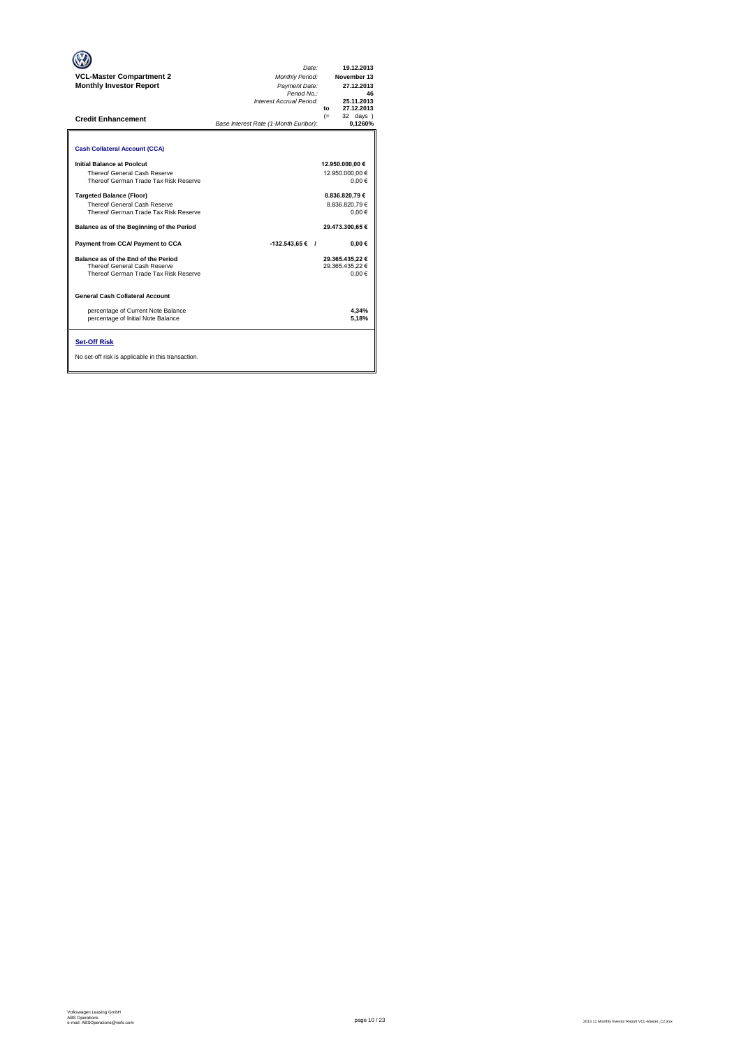**VCL-Master Compartment 2**
**Monthly Investor Report**

| | |
|---|---|
| *Date:* | **19.12.2013** |
| *Monthly Period:* | **November 13** |
| *Payment Date:* | **27.12.2013** |
| *Period No.:* | **46** |
| *Interest Accrual Period:* | **25.11.2013** |
| | **to 27.12.2013** |
| | (= 32 days ) |
| *Base Interest Rate (1-Month Euribor):* | **0,1260%** |

## Credit Enhancement

### Cash Collateral Account (CCA)

| | | |
|---|---|---|
| **Initial Balance at Poolcut** | | **12.950.000,00 €** |
| Thereof General Cash Reserve | | 12.950.000,00 € |
| Thereof German Trade Tax Risk Reserve | | 0,00 € |
| **Targeted Balance (Floor)** | | **8.836.820,79 €** |
| Thereof General Cash Reserve | | 8.836.820,79 € |
| Thereof German Trade Tax Risk Reserve | | 0,00 € |
| **Balance as of the Beginning of the Period** | | **29.473.300,65 €** |
| **Payment from CCA/ Payment to CCA** | **-132.543,65 € /** | **0,00 €** |
| **Balance as of the End of the Period** | | **29.365.435,22 €** |
| Thereof General Cash Reserve | | 29.365.435,22 € |
| Thereof German Trade Tax Risk Reserve | | 0,00 € |

### General Cash Collateral Account

| | |
|---|---|
| percentage of Current Note Balance | **4,34%** |
| percentage of Initial Note Balance | **5,18%** |

### Set-Off Risk

No set-off risk is applicable in this transaction.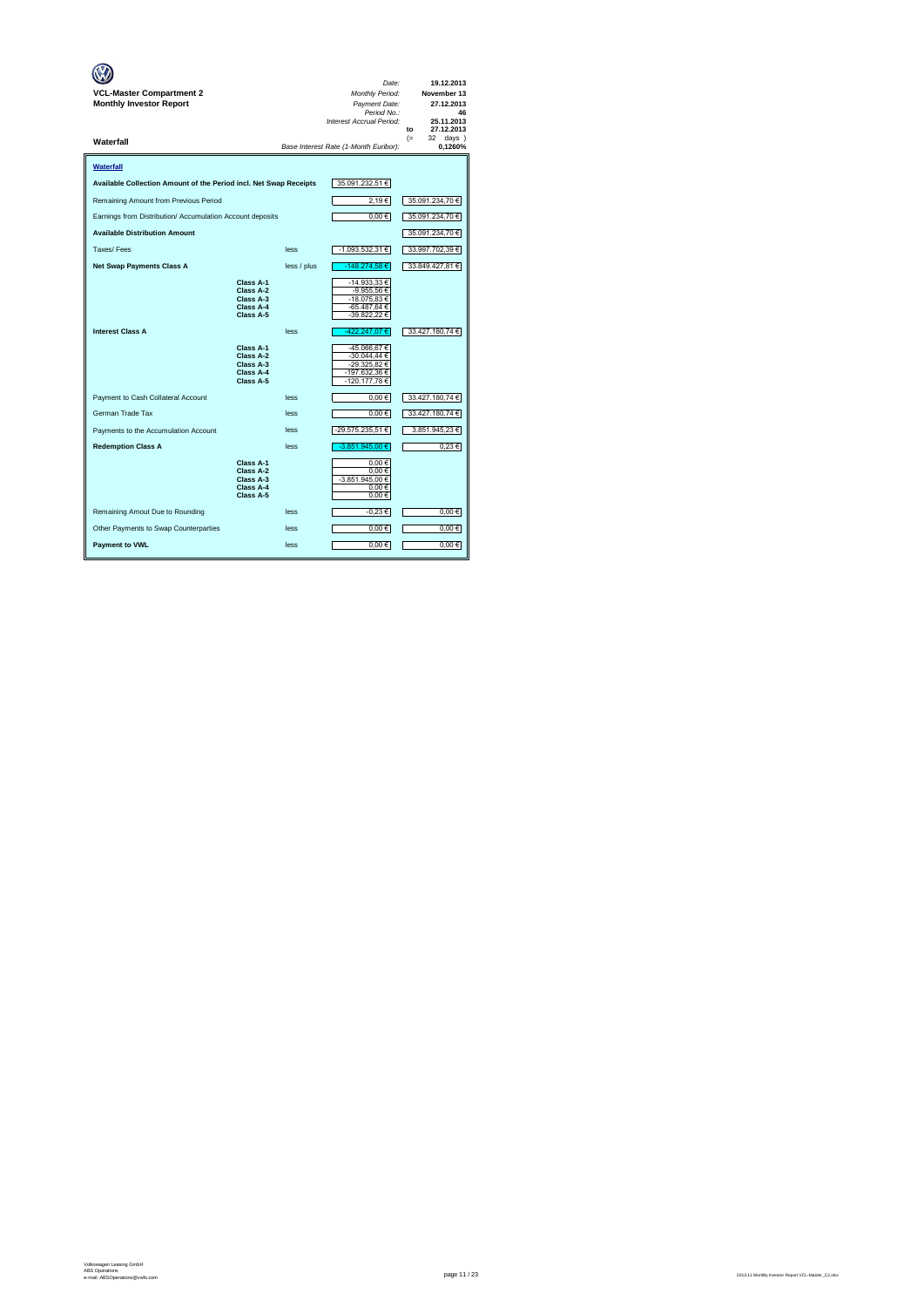**VCL-Master Compartment 2**
**Monthly Investor Report**

| | |
|---|---|
| *Date:* | **19.12.2013** |
| *Monthly Period:* | **November 13** |
| *Payment Date:* | **27.12.2013** |
| *Period No.:* | **46** |
| *Interest Accrual Period:* | **25.11.2013** |
| to | **27.12.2013** |
| (= | 32 days ) |
| *Base Interest Rate (1-Month Euribor):* | **0,1260%** |

## Waterfall

**Waterfall**

| | | | | |
|---|---|---|---|---|
| **Available Collection Amount of the Period incl. Net Swap Receipts** | | | 35.091.232,51 € | |
| Remaining Amount from Previous Period | | | 2,19 € | 35.091.234,70 € |
| Earnings from Distribution/ Accumulation Account deposits | | | 0,00 € | 35.091.234,70 € |
| **Available Distribution Amount** | | | | 35.091.234,70 € |
| Taxes/ Fees | | less | -1.093.532,31 € | 33.997.702,39 € |
| **Net Swap Payments Class A** | | less / plus | -148.274,58 € | 33.849.427,81 € |
| | **Class A-1** | | -14.933,33 € | |
| | **Class A-2** | | -9.955,56 € | |
| | **Class A-3** | | -18.075,83 € | |
| | **Class A-4** | | -65.487,64 € | |
| | **Class A-5** | | -39.822,22 € | |
| **Interest Class A** | | less | -422.247,07 € | 33.427.180,74 € |
| | **Class A-1** | | -45.066,67 € | |
| | **Class A-2** | | -30.044,44 € | |
| | **Class A-3** | | -29.325,82 € | |
| | **Class A-4** | | -197.632,36 € | |
| | **Class A-5** | | -120.177,78 € | |
| Payment to Cash Collateral Account | | less | 0,00 € | 33.427.180,74 € |
| German Trade Tax | | less | 0,00 € | 33.427.180,74 € |
| Payments to the Accumulation Account | | less | -29.575.235,51 € | 3.851.945,23 € |
| **Redemption Class A** | | less | -3.851.945,00 € | 0,23 € |
| | **Class A-1** | | 0,00 € | |
| | **Class A-2** | | 0,00 € | |
| | **Class A-3** | | -3.851.945,00 € | |
| | **Class A-4** | | 0,00 € | |
| | **Class A-5** | | 0,00 € | |
| Remaining Amout Due to Rounding | | less | -0,23 € | 0,00 € |
| Other Payments to Swap Counterparties | | less | 0,00 € | 0,00 € |
| **Payment to VWL** | | less | 0,00 € | 0,00 € |

Volkswagen Leasing GmbH
ABS Operations
e-mail: ABSOperations@vwfs.com

2013.11 Monthly Investor Report VCL-Master_C2.xlsx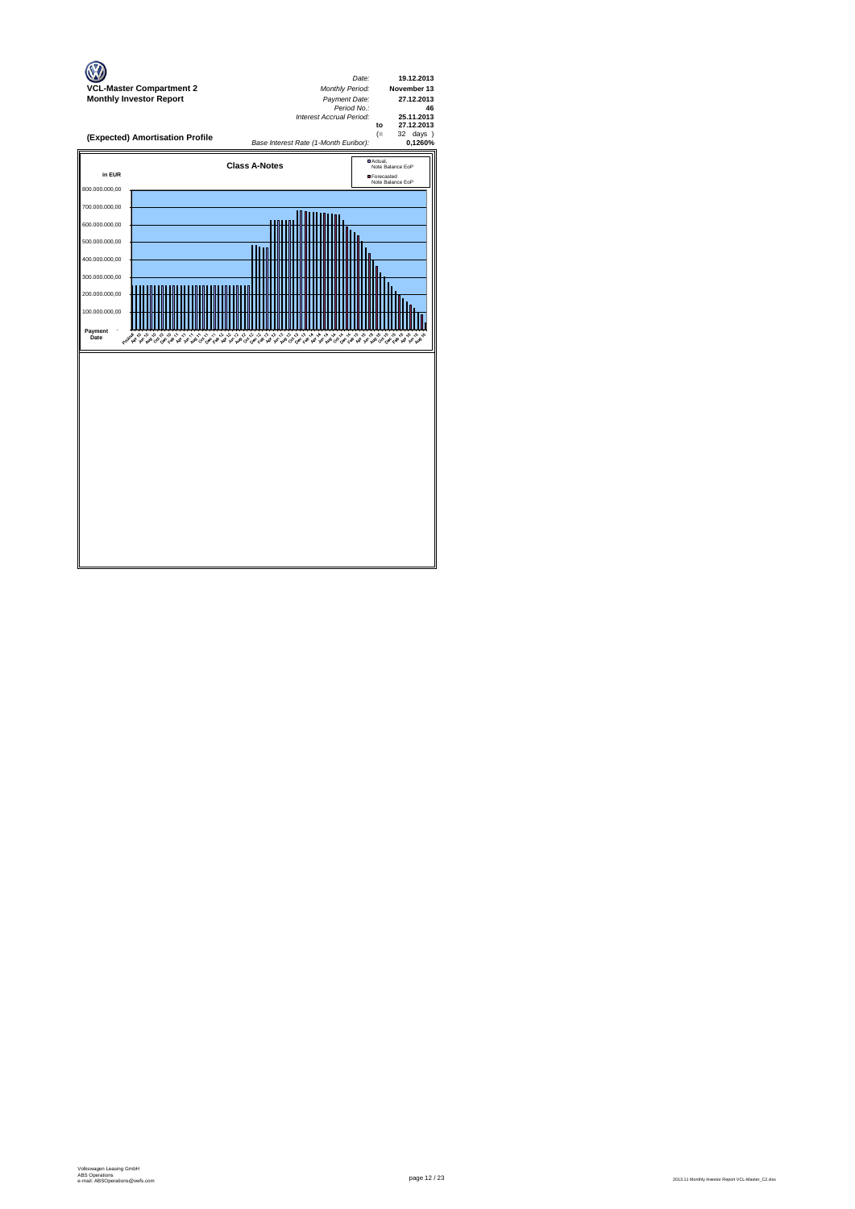**VCL-Master Compartment 2**
**Monthly Investor Report**

| | | |
|---|---|---|
| *Date:* | | **19.12.2013** |
| *Monthly Period:* | | **November 13** |
| *Payment Date:* | | **27.12.2013** |
| *Period No.:* | | **46** |
| *Interest Accrual Period:* | | **25.11.2013** |
| | **to** | **27.12.2013** |
| | (= | 32 days ) |
| *Base Interest Rate (1-Month Euribor):* | | **0,1260%** |

## (Expected) Amortisation Profile

**Class A-Notes**

in EUR

- Actual, Note Balance EoP
- Forecasted Note Balance EoP

800.000.000,00
700.000.000,00
600.000.000,00
500.000.000,00
400.000.000,00
300.000.000,00
200.000.000,00
100.000.000,00
Payment Date -

Volkswagen Leasing GmbH
ABS Operations
e-mail: ABSOperations@vwfs.com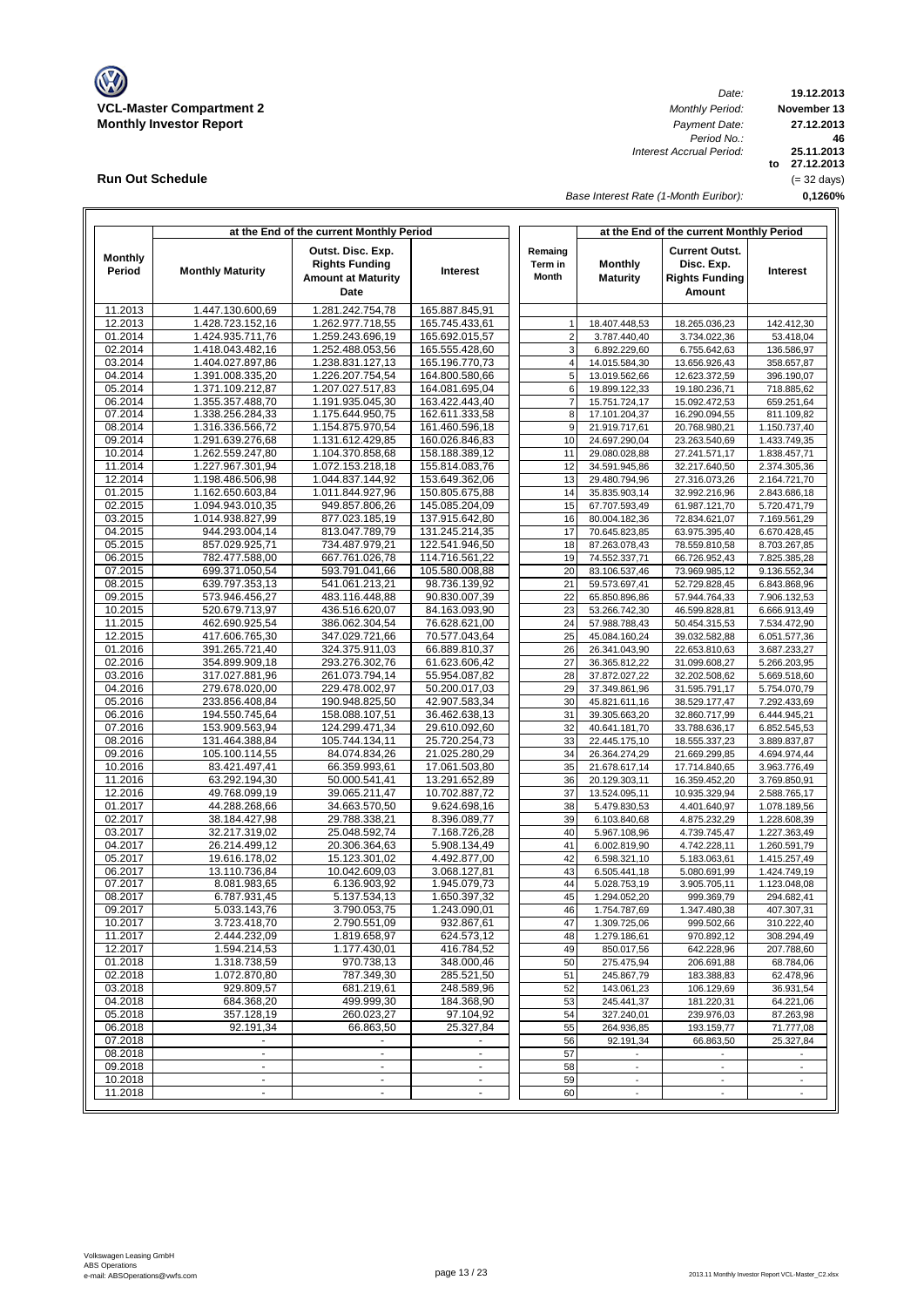**VCL-Master Compartment 2**
**Monthly Investor Report**

| | |
|---|---|
| *Date:* | **19.12.2013** |
| *Monthly Period:* | **November 13** |
| *Payment Date:* | **27.12.2013** |
| *Period No.:* | **46** |
| *Interest Accrual Period:* | **25.11.2013** |
| | **to 27.12.2013** |
| | (= 32 days) |
| *Base Interest Rate (1-Month Euribor):* | **0,1260%** |

## Run Out Schedule

| | at the End of the current Monthly Period | | | | at the End of the current Monthly Period | | |
|---|---|---|---|---|---|---|---|
| **Monthly Period** | **Monthly Maturity** | **Outst. Disc. Exp. Rights Funding Amount at Maturity Date** | **Interest** | **Remaing Term in Month** | **Monthly Maturity** | **Current Outst. Disc. Exp. Rights Funding Amount** | **Interest** |
| 11.2013 | 1.447.130.600,69 | 1.281.242.754,78 | 165.887.845,91 | | | | |
| 12.2013 | 1.428.723.152,16 | 1.262.977.718,55 | 165.745.433,61 | 1 | 18.407.448,53 | 18.265.036,23 | 142.412,30 |
| 01.2014 | 1.424.935.711,76 | 1.259.243.696,19 | 165.692.015,57 | 2 | 3.787.440,40 | 3.734.022,36 | 53.418,04 |
| 02.2014 | 1.418.043.482,16 | 1.252.488.053,56 | 165.555.428,60 | 3 | 6.892.229,60 | 6.755.642,63 | 136.586,97 |
| 03.2014 | 1.404.027.897,86 | 1.238.831.127,13 | 165.196.770,73 | 4 | 14.015.584,30 | 13.656.926,43 | 358.657,87 |
| 04.2014 | 1.391.008.335,20 | 1.226.207.754,54 | 164.800.580,66 | 5 | 13.019.562,66 | 12.623.372,59 | 396.190,07 |
| 05.2014 | 1.371.109.212,87 | 1.207.027.517,83 | 164.081.695,04 | 6 | 19.899.122,33 | 19.180.236,71 | 718.885,62 |
| 06.2014 | 1.355.357.488,70 | 1.191.935.045,30 | 163.422.443,40 | 7 | 15.751.724,17 | 15.092.472,53 | 659.251,64 |
| 07.2014 | 1.338.256.284,33 | 1.175.644.950,75 | 162.611.333,58 | 8 | 17.101.204,37 | 16.290.094,55 | 811.109,82 |
| 08.2014 | 1.316.336.566,72 | 1.154.875.970,54 | 161.460.596,18 | 9 | 21.919.717,61 | 20.768.980,21 | 1.150.737,40 |
| 09.2014 | 1.291.639.276,68 | 1.131.612.429,85 | 160.026.846,83 | 10 | 24.697.290,04 | 23.263.540,69 | 1.433.749,35 |
| 10.2014 | 1.262.559.247,80 | 1.104.370.858,68 | 158.188.389,12 | 11 | 29.080.028,88 | 27.241.571,17 | 1.838.457,71 |
| 11.2014 | 1.227.967.301,94 | 1.072.153.218,18 | 155.814.083,76 | 12 | 34.591.945,86 | 32.217.640,50 | 2.374.305,36 |
| 12.2014 | 1.198.486.506,98 | 1.044.837.144,92 | 153.649.362,06 | 13 | 29.480.794,96 | 27.316.073,26 | 2.164.721,70 |
| 01.2015 | 1.162.650.603,84 | 1.011.844.927,96 | 150.805.675,88 | 14 | 35.835.903,14 | 32.992.216,96 | 2.843.686,18 |
| 02.2015 | 1.094.943.010,35 | 949.857.806,26 | 145.085.204,09 | 15 | 67.707.593,49 | 61.987.121,70 | 5.720.471,79 |
| 03.2015 | 1.014.938.827,99 | 877.023.185,19 | 137.915.642,80 | 16 | 80.004.182,36 | 72.834.621,07 | 7.169.561,29 |
| 04.2015 | 944.293.004,14 | 813.047.789,79 | 131.245.214,35 | 17 | 70.645.823,85 | 63.975.395,40 | 6.670.428,45 |
| 05.2015 | 857.029.925,71 | 734.487.979,21 | 122.541.946,50 | 18 | 87.263.078,43 | 78.559.810,58 | 8.703.267,85 |
| 06.2015 | 782.477.588,00 | 667.761.026,78 | 114.716.561,22 | 19 | 74.552.337,71 | 66.726.952,43 | 7.825.385,28 |
| 07.2015 | 699.371.050,54 | 593.791.041,66 | 105.580.008,88 | 20 | 83.106.537,46 | 73.969.985,12 | 9.136.552,34 |
| 08.2015 | 639.797.353,13 | 541.061.213,21 | 98.736.139,92 | 21 | 59.573.697,41 | 52.729.828,45 | 6.843.868,96 |
| 09.2015 | 573.946.456,27 | 483.116.448,88 | 90.830.007,39 | 22 | 65.850.896,86 | 57.944.764,33 | 7.906.132,53 |
| 10.2015 | 520.679.713,97 | 436.516.620,07 | 84.163.093,90 | 23 | 53.266.742,30 | 46.599.828,81 | 6.666.913,49 |
| 11.2015 | 462.690.925,54 | 386.062.304,54 | 76.628.621,00 | 24 | 57.988.788,43 | 50.454.315,53 | 7.534.472,90 |
| 12.2015 | 417.606.765,30 | 347.029.721,66 | 70.577.043,64 | 25 | 45.084.160,24 | 39.032.582,88 | 6.051.577,36 |
| 01.2016 | 391.265.721,40 | 324.375.911,03 | 66.889.810,37 | 26 | 26.341.043,90 | 22.653.810,63 | 3.687.233,27 |
| 02.2016 | 354.899.909,18 | 293.276.302,76 | 61.623.606,42 | 27 | 36.365.812,22 | 31.099.608,27 | 5.266.203,95 |
| 03.2016 | 317.027.881,96 | 261.073.794,14 | 55.954.087,82 | 28 | 37.872.027,22 | 32.202.508,62 | 5.669.518,60 |
| 04.2016 | 279.678.020,00 | 229.478.002,97 | 50.200.017,03 | 29 | 37.349.861,96 | 31.595.791,17 | 5.754.070,79 |
| 05.2016 | 233.856.408,84 | 190.948.825,50 | 42.907.583,34 | 30 | 45.821.611,16 | 38.529.177,47 | 7.292.433,69 |
| 06.2016 | 194.550.745,64 | 158.088.107,51 | 36.462.638,13 | 31 | 39.305.663,20 | 32.860.717,99 | 6.444.945,21 |
| 07.2016 | 153.909.563,94 | 124.299.471,34 | 29.610.092,60 | 32 | 40.641.181,70 | 33.788.636,17 | 6.852.545,53 |
| 08.2016 | 131.464.388,84 | 105.744.134,11 | 25.720.254,73 | 33 | 22.445.175,10 | 18.555.337,23 | 3.889.837,87 |
| 09.2016 | 105.100.114,55 | 84.074.834,26 | 21.025.280,29 | 34 | 26.364.274,29 | 21.669.299,85 | 4.694.974,44 |
| 10.2016 | 83.421.497,41 | 66.359.993,61 | 17.061.503,80 | 35 | 21.678.617,14 | 17.714.840,65 | 3.963.776,49 |
| 11.2016 | 63.292.194,30 | 50.000.541,41 | 13.291.652,89 | 36 | 20.129.303,11 | 16.359.452,20 | 3.769.850,91 |
| 12.2016 | 49.768.099,19 | 39.065.211,47 | 10.702.887,72 | 37 | 13.524.095,11 | 10.935.329,94 | 2.588.765,17 |
| 01.2017 | 44.288.268,66 | 34.663.570,50 | 9.624.698,16 | 38 | 5.479.830,53 | 4.401.640,97 | 1.078.189,56 |
| 02.2017 | 38.184.427,98 | 29.788.338,21 | 8.396.089,77 | 39 | 6.103.840,68 | 4.875.232,29 | 1.228.608,39 |
| 03.2017 | 32.217.319,02 | 25.048.592,74 | 7.168.726,28 | 40 | 5.967.108,96 | 4.739.745,47 | 1.227.363,49 |
| 04.2017 | 26.214.499,12 | 20.306.364,63 | 5.908.134,49 | 41 | 6.002.819,90 | 4.742.228,11 | 1.260.591,79 |
| 05.2017 | 19.616.178,02 | 15.123.301,02 | 4.492.877,00 | 42 | 6.598.321,10 | 5.183.063,61 | 1.415.257,49 |
| 06.2017 | 13.110.736,84 | 10.042.609,03 | 3.068.127,81 | 43 | 6.505.441,18 | 5.080.691,99 | 1.424.749,19 |
| 07.2017 | 8.081.983,65 | 6.136.903,92 | 1.945.079,73 | 44 | 5.028.753,19 | 3.905.705,11 | 1.123.048,08 |
| 08.2017 | 6.787.931,45 | 5.137.534,13 | 1.650.397,32 | 45 | 1.294.052,20 | 999.369,79 | 294.682,41 |
| 09.2017 | 5.033.143,76 | 3.790.053,75 | 1.243.090,01 | 46 | 1.754.787,69 | 1.347.480,38 | 407.307,31 |
| 10.2017 | 3.723.418,70 | 2.790.551,09 | 932.867,61 | 47 | 1.309.725,06 | 999.502,66 | 310.222,40 |
| 11.2017 | 2.444.232,09 | 1.819.658,97 | 624.573,12 | 48 | 1.279.186,61 | 970.892,12 | 308.294,49 |
| 12.2017 | 1.594.214,53 | 1.177.430,01 | 416.784,52 | 49 | 850.017,56 | 642.228,96 | 207.788,60 |
| 01.2018 | 1.318.738,59 | 970.738,13 | 348.000,46 | 50 | 275.475,94 | 206.691,88 | 68.784,06 |
| 02.2018 | 1.072.870,80 | 787.349,30 | 285.521,50 | 51 | 245.867,79 | 183.388,83 | 62.478,96 |
| 03.2018 | 929.809,57 | 681.219,61 | 248.589,96 | 52 | 143.061,23 | 106.129,69 | 36.931,54 |
| 04.2018 | 684.368,20 | 499.999,30 | 184.368,90 | 53 | 245.441,37 | 181.220,31 | 64.221,06 |
| 05.2018 | 357.128,19 | 260.023,27 | 97.104,92 | 54 | 327.240,01 | 239.976,03 | 87.263,98 |
| 06.2018 | 92.191,34 | 66.863,50 | 25.327,84 | 55 | 264.936,85 | 193.159,77 | 71.777,08 |
| 07.2018 | - | - | - | 56 | 92.191,34 | 66.863,50 | 25.327,84 |
| 08.2018 | - | - | - | 57 | - | - | - |
| 09.2018 | - | - | - | 58 | - | - | - |
| 10.2018 | - | - | - | 59 | - | - | - |
| 11.2018 | - | - | - | 60 | - | - | - |

Volkswagen Leasing GmbH
ABS Operations
e-mail: ABSOperations@vwfs.com

2013.11 Investor Report VCL-Master_C2.xlsx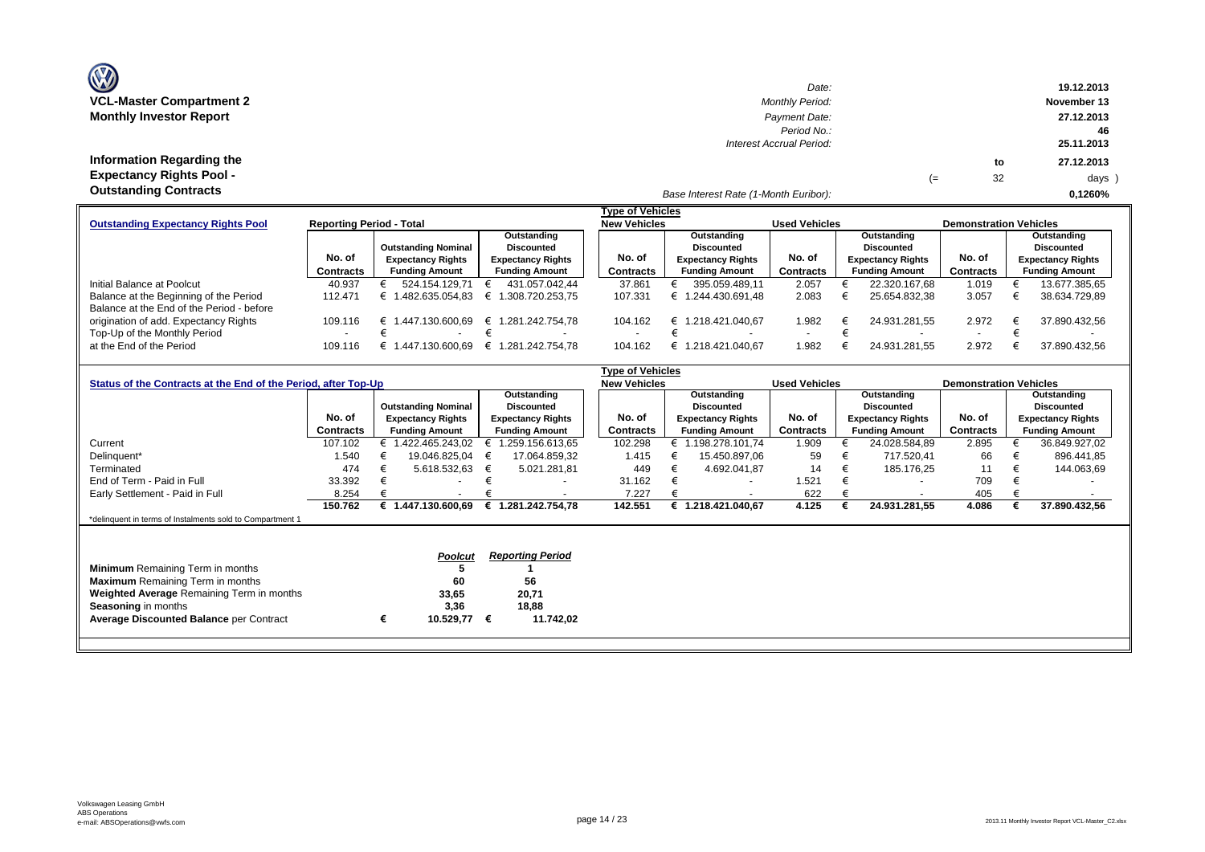**VCL-Master Compartment 2**
**Monthly Investor Report**

| | |
|---|---|
| Date: | 19.12.2013 |
| Monthly Period: | November 13 |
| Payment Date: | 27.12.2013 |
| Period No.: | 46 |
| Interest Accrual Period: | 25.11.2013 to 27.12.2013 (= 32 days ) |
| Base Interest Rate (1-Month Euribor): | 0,1260% |

## Information Regarding the Expectancy Rights Pool - Outstanding Contracts

| **Outstanding Expectancy Rights Pool** | Reporting Period - Total | | | Type of Vehicles: New Vehicles | | Used Vehicles | | Demonstration Vehicles | |
|---|---|---|---|---|---|---|---|---|---|
| | No. of Contracts | Outstanding Nominal Expectancy Rights Funding Amount | Outstanding Discounted Expectancy Rights Funding Amount | No. of Contracts | Outstanding Discounted Expectancy Rights Funding Amount | No. of Contracts | Outstanding Discounted Expectancy Rights Funding Amount | No. of Contracts | Outstanding Discounted Expectancy Rights Funding Amount |
| Initial Balance at Poolcut | 40.937 | € 524.154.129,71 | € 431.057.042,44 | 37.861 | € 395.059.489,11 | 2.057 | € 22.320.167,68 | 1.019 | € 13.677.385,65 |
| Balance at the Beginning of the Period | 112.471 | € 1.482.635.054,83 | € 1.308.720.253,75 | 107.331 | € 1.244.430.691,48 | 2.083 | € 25.654.832,38 | 3.057 | € 38.634.729,89 |
| Balance at the End of the Period - before origination of add. Expectancy Rights | 109.116 | € 1.447.130.600,69 | € 1.281.242.754,78 | 104.162 | € 1.218.421.040,67 | 1.982 | € 24.931.281,55 | 2.972 | € 37.890.432,56 |
| Top-Up of the Monthly Period | - | € - | € - | - | € - | - | € - | - | € - |
| at the End of the Period | 109.116 | € 1.447.130.600,69 | € 1.281.242.754,78 | 104.162 | € 1.218.421.040,67 | 1.982 | € 24.931.281,55 | 2.972 | € 37.890.432,56 |

| **Status of the Contracts at the End of the Period, after Top-Up** | | | | Type of Vehicles: New Vehicles | | Used Vehicles | | Demonstration Vehicles | |
|---|---|---|---|---|---|---|---|---|---|
| | No. of Contracts | Outstanding Nominal Expectancy Rights Funding Amount | Outstanding Discounted Expectancy Rights Funding Amount | No. of Contracts | Outstanding Discounted Expectancy Rights Funding Amount | No. of Contracts | Outstanding Discounted Expectancy Rights Funding Amount | No. of Contracts | Outstanding Discounted Expectancy Rights Funding Amount |
| Current | 107.102 | € 1.422.465.243,02 | € 1.259.156.613,65 | 102.298 | € 1.198.278.101,74 | 1.909 | € 24.028.584,89 | 2.895 | € 36.849.927,02 |
| Delinquent* | 1.540 | € 19.046.825,04 | € 17.064.859,32 | 1.415 | € 15.450.897,06 | 59 | € 717.520,41 | 66 | € 896.441,85 |
| Terminated | 474 | € 5.618.532,63 | € 5.021.281,81 | 449 | € 4.692.041,87 | 14 | € 185.176,25 | 11 | € 144.063,69 |
| End of Term - Paid in Full | 33.392 | € - | € - | 31.162 | € - | 1.521 | € - | 709 | € - |
| Early Settlement - Paid in Full | 8.254 | € - | € - | 7.227 | € - | 622 | € - | 405 | € - |
| | **150.762** | **€ 1.447.130.600,69** | **€ 1.281.242.754,78** | **142.551** | **€ 1.218.421.040,67** | **4.125** | **€ 24.931.281,55** | **4.086** | **€ 37.890.432,56** |

*delinquent in terms of Instalments sold to Compartment 1

| | *Poolcut* | *Reporting Period* |
|---|---|---|
| **Minimum** Remaining Term in months | 5 | 1 |
| **Maximum** Remaining Term in months | 60 | 56 |
| **Weighted Average** Remaining Term in months | 33,65 | 20,71 |
| **Seasoning** in months | 3,36 | 18,88 |
| **Average Discounted Balance** per Contract | € 10.529,77 | € 11.742,02 |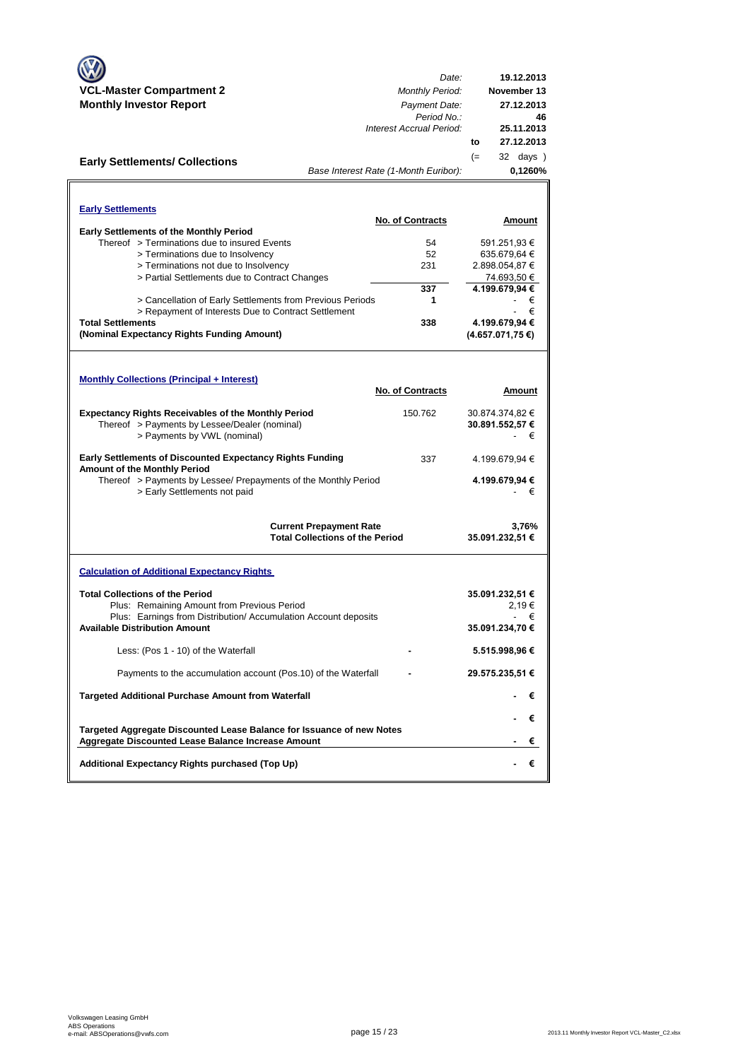**VCL-Master Compartment 2**
**Monthly Investor Report**

| | |
|---|---|
| *Date:* | **19.12.2013** |
| *Monthly Period:* | **November 13** |
| *Payment Date:* | **27.12.2013** |
| *Period No.:* | **46** |
| *Interest Accrual Period:* | **25.11.2013** |
| to | **27.12.2013** |
| (= | 32 days ) |
| *Base Interest Rate (1-Month Euribor):* | **0,1260%** |

## Early Settlements/ Collections

### Early Settlements

| | No. of Contracts | Amount |
|---|---|---|
| **Early Settlements of the Monthly Period** | | |
| Thereof > Terminations due to insured Events | 54 | 591.251,93 € |
| > Terminations due to Insolvency | 52 | 635.679,64 € |
| > Terminations not due to Insolvency | 231 | 2.898.054,87 € |
| > Partial Settlements due to Contract Changes | | 74.693,50 € |
| | **337** | **4.199.679,94 €** |
| > Cancellation of Early Settlements from Previous Periods | **1** | - € |
| > Repayment of Interests Due to Contract Settlement | | - € |
| **Total Settlements** | **338** | **4.199.679,94 €** |
| **(Nominal Expectancy Rights Funding Amount)** | | **(4.657.071,75 €)** |

### Monthly Collections (Principal + Interest)

| | No. of Contracts | Amount |
|---|---|---|
| **Expectancy Rights Receivables of the Monthly Period** | 150.762 | 30.874.374,82 € |
| Thereof > Payments by Lessee/Dealer (nominal) | | **30.891.552,57 €** |
| > Payments by VWL (nominal) | | - € |
| **Early Settlements of Discounted Expectancy Rights Funding Amount of the Monthly Period** | 337 | 4.199.679,94 € |
| Thereof > Payments by Lessee/ Prepayments of the Monthly Period | | **4.199.679,94 €** |
| > Early Settlements not paid | | - € |
| **Current Prepayment Rate** | | **3,76%** |
| **Total Collections of the Period** | | **35.091.232,51 €** |

### Calculation of Additional Expectancy Rights

| | | |
|---|---|---|
| **Total Collections of the Period** | | **35.091.232,51 €** |
| Plus: Remaining Amount from Previous Period | | 2,19 € |
| Plus: Earnings from Distribution/ Accumulation Account deposits | | - € |
| **Available Distribution Amount** | | **35.091.234,70 €** |
| Less: (Pos 1 - 10) of the Waterfall | - | **5.515.998,96 €** |
| Payments to the accumulation account (Pos.10) of the Waterfall | - | **29.575.235,51 €** |
| **Targeted Additional Purchase Amount from Waterfall** | | **- €** |
| | | **- €** |
| **Targeted Aggregate Discounted Lease Balance for Issuance of new Notes** | | |
| **Aggregate Discounted Lease Balance Increase Amount** | | **- €** |
| **Additional Expectancy Rights purchased (Top Up)** | | **- €** |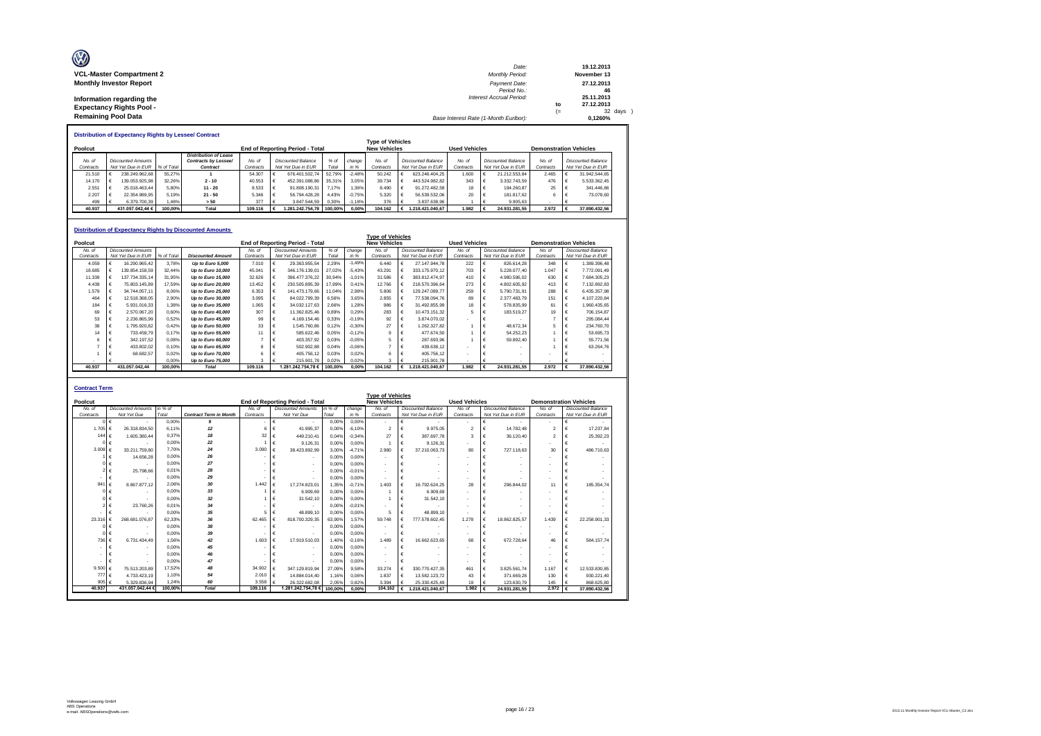**VCL-Master Compartment 2**
**Monthly Investor Report**

**Information regarding the Expectancy Rights Pool - Remaining Pool Data**

| | | |
|---|---|---|
| Date: | 19.12.2013 | |
| Monthly Period: | November 13 | |
| Payment Date: | 27.12.2013 | |
| Period No.: | 46 | |
| Interest Accrual Period: | 25.11.2013 | |
| to | 27.12.2013 | |
| (= | 32 days | ) |
| Base Interest Rate (1-Month Euribor): | 0,1260% | |

### Distribution of Expectancy Rights by Lessee/ Contract

| Poolcut | | | | End of Reporting Period - Total | | | | New Vehicles | | Used Vehicles | | Demonstration Vehicles | |
|---|---|---|---|---|---|---|---|---|---|---|---|---|---|
| No. of Contracts | Discounted Amounts Not Yet Due in EUR | % of Total | Distribution of Lease Contracts by Lessee/ Contract | No. of Contracts | Discounted Balance Not Yet Due in EUR | % of Total | change in % | No. of Contracts | Discounted Balance Not Yet Due in EUR | No. of Contracts | Discounted Balance Not Yet Due in EUR | No. of Contracts | Discounted Balance Not Yet Due in EUR |
| 21.510 | € 238.249.962,68 | 55,27% | 1 | 54.307 | € 676.401.502,74 | 52,79% | -2,48% | 50.242 | € 623.246.404,25 | 1.600 | € 21.212.553,84 | 2.465 | € 31.942.544,65 |
| 14.170 | € 139.053.925,98 | 32,26% | 2 - 10 | 40.553 | € 452.391.088,86 | 35,31% | 3,05% | 39.734 | € 443.524.982,82 | 343 | € 3.332.743,59 | 476 | € 5.533.362,45 |
| 2.551 | € 25.018.463,44 | 5,80% | 11 - 20 | 8.533 | € 91.808.190,31 | 7,17% | 1,36% | 8.490 | € 91.272.482,58 | 18 | € 194.260,87 | 25 | € 341.446,86 |
| 2.207 | € 22.354.989,95 | 5,19% | 21 - 50 | 5.346 | € 56.794.428,28 | 4,43% | -0,75% | 5.320 | € 56.539.532,06 | 20 | € 181.817,62 | 6 | € 73.078,60 |
| 499 | € 6.379.700,39 | 1,48% | > 50 | 377 | € 3.847.544,59 | 0,30% | -1,18% | 376 | € 3.837.638,96 | 1 | € 9.905,63 | - | € - |
| **40.937** | **431.057.042,44 €** | **100,00%** | **Total** | **109.116** | **€ 1.281.242.754,78** | **100,00%** | **0,00%** | **104.162** | **€ 1.218.421.040,67** | **1.982** | **€ 24.931.281,55** | **2.972** | **€ 37.890.432,56** |

### Distribution of Expectancy Rights by Discounted Amounts

| Poolcut | | | | End of Reporting Period - Total | | | | New Vehicles | | Used Vehicles | | Demonstration Vehicles | |
|---|---|---|---|---|---|---|---|---|---|---|---|---|---|
| No. of Contracts | Discounted Amounts Not Yet Due in EUR | % of Total | Discounted Amount | No. of Contracts | Discounted Amounts Not Yet Due in EUR | % of Total | change in % | No. of Contracts | Discounted Balance Not Yet Due in EUR | No. of Contracts | Discounted Balance Not Yet Due in EUR | No. of Contracts | Discounted Balance Not Yet Due in EUR |
| 4.059 | € 16.290.965,42 | 3,78% | Up to Euro 5,000 | 7.010 | € 29.363.955,54 | 2,29% | -1,49% | 6.440 | € 27.147.944,78 | 222 | € 826.614,28 | 348 | € 1.389.396,48 |
| 18.685 | € 139.854.158,59 | 32,44% | Up to Euro 10,000 | 45.041 | € 346.176.139,01 | 27,02% | -5,43% | 43.291 | € 333.175.970,12 | 703 | € 5.228.077,40 | 1.047 | € 7.772.091,49 |
| 11.339 | € 137.734.335,14 | 31,95% | Up to Euro 15,000 | 32.626 | € 396.477.376,22 | 30,94% | -1,01% | 31.586 | € 383.812.474,97 | 410 | € 4.980.596,02 | 630 | € 7.684.305,23 |
| 4.439 | € 75.803.145,89 | 17,59% | Up to Euro 20,000 | 13.452 | € 230.505.895,39 | 17,99% | 0,41% | 12.766 | € 218.570.396,64 | 273 | € 4.802.605,92 | 413 | € 7.132.892,83 |
| 1.579 | € 34.744.057,11 | 8,06% | Up to Euro 25,000 | 6.353 | € 141.473.179,66 | 11,04% | 2,98% | 5.806 | € 129.247.089,77 | 259 | € 5.790.731,91 | 288 | € 6.435.357,98 |
| 464 | € 12.518.368,05 | 2,90% | Up to Euro 30,000 | 3.095 | € 84.022.799,39 | 6,56% | 3,65% | 2.855 | € 77.538.094,76 | 89 | € 2.377.483,79 | 151 | € 4.107.220,84 |
| 184 | € 5.931.016,33 | 1,38% | Up to Euro 35,000 | 1.065 | € 34.032.127,63 | 2,66% | 1,28% | 986 | € 31.492.855,99 | 18 | € 578.835,99 | 61 | € 1.960.435,65 |
| 69 | € 2.570.067,20 | 0,60% | Up to Euro 40,000 | 307 | € 11.362.825,46 | 0,89% | 0,29% | 283 | € 10.473.151,32 | 5 | € 183.519,27 | 19 | € 706.154,87 |
| 53 | € 2.236.865,99 | 0,52% | Up to Euro 45,000 | 99 | € 4.169.154,46 | 0,33% | -0,19% | 92 | € 3.874.070,02 | - | € - | 7 | € 295.084,44 |
| 38 | € 1.795.920,82 | 0,42% | Up to Euro 50,000 | 33 | € 1.545.760,86 | 0,12% | -0,30% | 27 | € 1.262.327,82 | 1 | € 48.672,34 | 5 | € 234.760,70 |
| 14 | € 733.459,79 | 0,17% | Up to Euro 55,000 | 11 | € 585.622,46 | 0,05% | -0,12% | 9 | € 477.674,50 | 1 | € 54.252,23 | 1 | € 53.695,73 |
| 6 | € 342.197,52 | 0,08% | Up to Euro 60,000 | 7 | € 403.357,92 | 0,03% | -0,05% | 5 | € 287.693,96 | 1 | € 59.892,40 | 1 | € 55.771,56 |
| 7 | € 433.802,02 | 0,10% | Up to Euro 65,000 | 8 | € 502.902,88 | 0,04% | -0,06% | 7 | € 439.638,12 | - | € - | 1 | € 63.264,76 |
| 1 | € 68.682,57 | 0,02% | Up to Euro 70,000 | 6 | € 405.756,12 | 0,03% | 0,02% | 6 | € 405.756,12 | - | € - | - | € - |
| - | € - | 0,00% | Up to Euro 75,000 | 3 | € 215.901,78 | 0,02% | 0,02% | 3 | € 215.901,78 | - | € - | - | € - |
| **40.937** | **431.057.042,44** | **100,00%** | **Total** | **109.116** | **1.281.242.754,78 €** | **100,00%** | **0,00%** | **104.162** | **€ 1.218.421.040,67** | **1.982** | **€ 24.931.281,55** | **2.972** | **€ 37.890.432,56** |

### Contract Term

| Poolcut | | | | End of Reporting Period - Total | | | | New Vehicles | | Used Vehicles | | Demonstration Vehicles | |
|---|---|---|---|---|---|---|---|---|---|---|---|---|---|
| No. of Contracts | Discounted Amounts Not Yet Due | in % of Total | Contract Term in Month | No. of Contracts | Discounted Amounts Not Yet Due | in % of Total | change in % | No. of Contracts | Discounted Balance Not Yet Due in EUR | No. of Contracts | Discounted Balance Not Yet Due in EUR | No. of Contracts | Discounted Balance Not Yet Due in EUR |
| 0 | € - | 0,00% | 9 | - | € - | 0,00% | 0,00% | - | € - | - | € - | - | € - |
| 1.705 | € 26.318.834,50 | 6,11% | 12 | 6 | € 41.995,37 | 0,00% | -6,10% | 2 | € 9.975,05 | 2 | € 14.782,48 | 2 | € 17.237,84 |
| 144 | € 1.605.380,44 | 0,37% | 18 | 32 | € 449.210,41 | 0,04% | -0,34% | 27 | € 387.697,78 | 3 | € 36.120,40 | 2 | € 25.392,23 |
| 0 | € - | 0,00% | 22 | 1 | € 9.126,31 | 0,00% | 0,00% | 1 | € 9.126,31 | - | € - | - | € - |
| 3.008 | € 33.211.759,80 | 7,70% | 24 | 3.090 | € 38.423.892,99 | 3,00% | -4,71% | 2.980 | € 37.210.063,73 | 80 | € 727.118,63 | 30 | € 486.710,63 |
| 1 | € 14.656,28 | 0,00% | 26 | - | € - | 0,00% | 0,00% | - | € - | - | € - | - | € - |
| 0 | € - | 0,00% | 27 | - | € - | 0,00% | 0,00% | - | € - | - | € - | - | € - |
| 2 | € 25.798,66 | 0,01% | 28 | - | € - | 0,00% | -0,01% | - | € - | - | € - | - | € - |
| - | € - | 0,00% | 29 | - | € - | 0,00% | 0,00% | - | € - | - | € - | - | € - |
| 841 | € 8.867.877,12 | 2,06% | 30 | 1.442 | € 17.274.823,01 | 1,35% | -0,71% | 1.403 | € 16.792.624,25 | 28 | € 296.844,02 | 11 | € 185.354,74 |
| 0 | € - | 0,00% | 33 | 1 | € 6.909,69 | 0,00% | 0,00% | 1 | € 6.909,69 | - | € - | - | € - |
| 0 | € - | 0,00% | 32 | 1 | € 31.542,10 | 0,00% | 0,00% | 1 | € 31.542,10 | - | € - | - | € - |
| 2 | € 23.760,26 | 0,01% | 34 | - | € - | 0,00% | -0,01% | - | € - | - | € - | - | € - |
| - | € - | 0,00% | 35 | 5 | € 48.899,10 | 0,00% | 0,00% | 5 | € 48.899,10 | - | € - | - | € - |
| 23.316 | € 268.681.076,87 | 62,33% | 36 | 62.465 | € 818.700.329,35 | 63,90% | 1,57% | 59.748 | € 777.578.602,45 | 1.278 | € 18.862.825,57 | 1.439 | € 22.258.901,33 |
| 0 | € - | 0,00% | 38 | - | € - | 0,00% | 0,00% | - | € - | - | € - | - | € - |
| 0 | € - | 0,00% | 39 | - | € - | 0,00% | 0,00% | - | € - | - | € - | - | € - |
| 736 | € 6.731.434,49 | 1,56% | 42 | 1.603 | € 17.919.510,03 | 1,40% | -0,16% | 1.489 | € 16.662.623,65 | 68 | € 672.728,64 | 46 | € 584.157,74 |
| - | € - | 0,00% | 45 | - | € - | 0,00% | 0,00% | - | € - | - | € - | - | € - |
| - | € - | 0,00% | 46 | - | € - | 0,00% | 0,00% | - | € - | - | € - | - | € - |
| - | € - | 0,00% | 47 | - | € - | 0,00% | 0,00% | - | € - | - | € - | - | € - |
| 9.500 | € 75.513.203,89 | 17,52% | 48 | 34.902 | € 347.129.819,94 | 27,09% | 9,58% | 33.274 | € 330.770.427,35 | 461 | € 3.825.561,74 | 1.167 | € 12.533.830,85 |
| 777 | € 4.733.423,19 | 1,10% | 54 | 2.010 | € 14.884.014,40 | 1,16% | 0,06% | 1.837 | € 13.582.123,72 | 43 | € 371.669,28 | 130 | € 930.221,40 |
| 905 | € 5.329.836,94 | 1,24% | 60 | 3.558 | € 26.322.682,08 | 2,05% | 0,82% | 3.394 | € 25.330.425,49 | 19 | € 123.630,79 | 145 | € 868.625,80 |
| **40.937** | **431.057.042,44 €** | **100,00%** | **Total** | **109.116** | **1.281.242.754,78 €** | **100,00%** | **0,00%** | **104.162** | **€ 1.218.421.040,67** | **1.982** | **€ 24.931.281,55** | **2.972** | **€ 37.890.432,56** |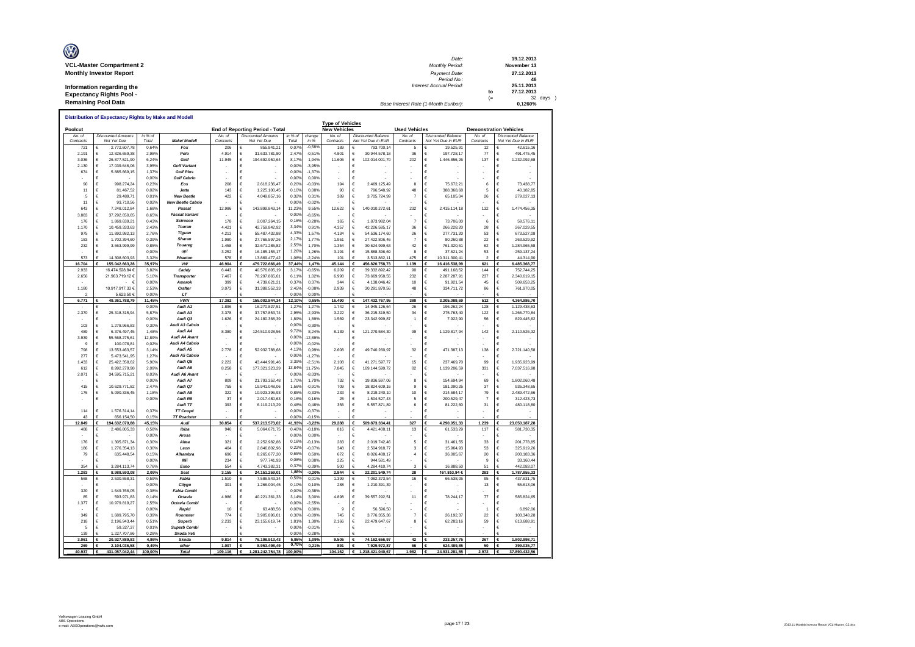**VCL-Master Compartment 2**
**Monthly Investor Report**

**Information regarding the Expectancy Rights Pool - Remaining Pool Data**

| | | |
|---|---|---|
| Date: | 19.12.2013 | |
| Monthly Period: | November 13 | |
| Payment Date: | 27.12.2013 | |
| Period No.: | 46 | |
| Interest Accrual Period: | 25.11.2013 | |
| to | 27.12.2013 | |
| (= | 32 | days ) |
| Base Interest Rate (1-Month Euribor): | 0,1260% | |

**Distribution of Expectancy Rights by Make and Modell**

| Poolcut | | | | End of Reporting Period - Total | | | | Type of Vehicles New Vehicles | | Used Vehicles | | Demonstration Vehicles | |
|---|---|---|---|---|---|---|---|---|---|---|---|---|---|
| No. of Contracts | Discounted Amounts Not Yet Due | in % of Total | Make/ Modell | No. of Contracts | Discounted Amounts Not Yet Due | in % of Total | change in % | No. of Contracts | Discounted Balance Not Yet Due in EUR | No. of Contracts | Discounted Balance Not Yet Due in EUR | No. of Contracts | Discounted Balance Not Yet Due in EUR |
| 721 | € 2.772.607,78 | 0,64% | Fox | 206 | € 855.841,21 | 0,07% | -0,58% | 189 | € 793.700,14 | 5 | € 19.525,91 | 12 | € 42.615,16 |
| 2.191 | € 12.826.659,38 | 2,98% | Polo | 4.914 | € 31.633.781,80 | 2,47% | -0,51% | 4.801 | € 30.944.578,18 | 36 | € 197.728,17 | 77 | € 491.475,45 |
| 3.036 | € 26.877.521,90 | 6,24% | Golf | 11.945 | € 104.692.950,64 | 8,17% | 1,94% | 11.606 | € 102.014.001,70 | 202 | € 1.446.856,26 | 137 | € 1.232.092,68 |
| 2.130 | € 17.039.646,06 | 3,95% | Golf Variant | - | € - | 0,00% | -3,95% | - | € - | - | € - | - | € - |
| 674 | € 5.885.669,15 | 1,37% | Golf Plus | - | € - | 0,00% | -1,37% | - | € - | - | € - | - | € - |
| - | € - | 0,00% | Golf Cabrio | - | € - | 0,00% | 0,00% | - | € - | - | € - | - | € - |
| 90 | € 998.274,24 | 0,23% | Eos | 208 | € 2.618.236,47 | 0,20% | -0,03% | 194 | € 2.469.125,49 | 8 | € 75.672,21 | 6 | € 73.438,77 |
| 11 | € 81.467,52 | 0,02% | Jetta | 143 | € 1.225.100,45 | 0,10% | 0,08% | 90 | € 796.548,92 | 48 | € 388.368,68 | 5 | € 40.182,85 |
| 5 | € 29.489,71 | 0,01% | New Beetle | 422 | € 4.049.857,16 | 0,32% | 0,31% | 389 | € 3.705.724,99 | 7 | € 65.105,04 | 26 | € 279.027,13 |
| 11 | € 93.710,56 | 0,02% | New Beetle Cabrio | - | € - | 0,00% | -0,02% | - | € - | - | € - | - | € - |
| 643 | € 7.248.012,84 | 1,68% | Passat | 12.986 | € 143.899.843,14 | 11,23% | 9,55% | 12.622 | € 140.010.272,61 | 232 | € 2.415.114,18 | 132 | € 1.474.456,35 |
| 3.883 | € 37.292.650,65 | 8,65% | Passat Variant | - | € - | 0,00% | -8,65% | - | € - | - | € - | - | € - |
| 176 | € 1.869.639,21 | 0,43% | Scirocco | 178 | € 2.007.264,15 | 0,16% | -0,28% | 165 | € 1.873.982,04 | 7 | € 73.706,00 | 6 | € 59.576,11 |
| 1.170 | € 10.459.333,63 | 2,43% | Touran | 4.421 | € 42.759.842,92 | 3,34% | 0,91% | 4.357 | € 42.226.585,17 | 36 | € 266.228,20 | 28 | € 267.029,55 |
| 975 | € 11.892.982,13 | 2,76% | Tiguan | 4.213 | € 55.487.432,88 | 4,33% | 1,57% | 4.134 | € 54.536.174,60 | 26 | € 277.731,20 | 53 | € 673.527,08 |
| 183 | € 1.702.394,60 | 0,39% | Sharan | 1.980 | € 27.766.597,26 | 2,17% | 1,77% | 1.951 | € 27.422.806,46 | 7 | € 80.260,88 | 22 | € 263.529,92 |
| 232 | € 3.663.999,99 | 0,85% | Touareg | 1.458 | € 32.671.285,82 | 2,55% | 1,70% | 1.354 | € 30.624.999,63 | 42 | € 761.320,61 | 62 | € 1.284.965,58 |
| - | € - | 0,00% | up! | 3.252 | € 16.185.155,17 | 1,26% | 1,26% | 3.191 | € 15.888.396,69 | 8 | € 37.621,24 | 53 | € 259.137,24 |
| 573 | € 14.308.603,93 | 3,32% | Phaeton | 578 | € 13.869.477,42 | 1,08% | -2,24% | 101 | € 3.513.862,11 | 475 | € 10.311.300,41 | 2 | € 44.314,90 |
| **16.704** | **€ 155.042.663,28** | **35,97%** | **VW** | **46.904** | **€ 479.722.666,49** | **37,44%** | **1,47%** | **45.144** | **€ 456.820.758,73** | **1.139** | **€ 16.416.538,99** | **621** | **€ 6.485.368,77** |
| 2.933 | 16.474.528,84 € | 3,82% | Caddy | 6.443 | € 40.576.805,19 | 3,17% | -0,65% | 6.209 | € 39.332.892,42 | 90 | € 491.168,52 | 144 | € 752.744,25 |
| 2.656 | 21.963.719,12 € | 5,10% | Transporter | 7.467 | € 78.297.865,61 | 6,11% | 1,02% | 6.998 | € 73.669.958,55 | 232 | € 2.287.287,91 | 237 | € 2.340.619,15 |
| - | € | 0,00% | Amarok | 399 | € 4.739.621,21 | 0,37% | 0,37% | 344 | € 4.138.046,42 | 10 | € 91.921,54 | 45 | € 509.653,25 |
| 1.180 | 10.917.917,33 € | 2,53% | Crafter | 3.073 | € 31.388.552,33 | 2,45% | -0,08% | 2.939 | € 30.291.870,56 | 48 | € 334.711,72 | 86 | € 761.970,05 |
| 2 | 5.623,50 € | 0,00% | LT | - | € - | 0,00% | 0,00% | - | € - | - | € - | - | € - |
| **6.771** | **€ 49.361.788,79** | **11,45%** | **VWN** | **17.382** | **€ 155.002.844,34** | **12,10%** | **0,65%** | **16.490** | **€ 147.432.767,95** | **380** | **€ 3.205.089,69** | **512** | **€ 4.364.986,70** |
| - | € - | 0,00% | Audi A1 | 1.896 | € 16.270.827,51 | 1,27% | 1,27% | 1.742 | € 14.945.126,64 | 26 | € 196.262,24 | 128 | € 1.129.438,63 |
| 2.370 | € 25.318.315,94 | 5,87% | Audi A3 | 3.378 | € 37.757.853,74 | 2,95% | -2,93% | 3.222 | € 36.215.319,50 | 34 | € 275.763,40 | 122 | € 1.266.770,84 |
| - | € - | 0,00% | Audi Q3 | 1.626 | € 24.180.368,39 | 1,89% | 1,89% | 1.569 | € 23.342.999,87 | 1 | € 7.922,90 | 56 | € 829.445,62 |
| 103 | € 1.278.966,83 | 0,30% | Audi A3 Cabrio | - | € - | 0,00% | -0,30% | - | € - | - | € - | - | € - |
| 489 | € 6.376.497,45 | 1,48% | Audi A4 | 8.380 | € 124.510.928,56 | 9,72% | 8,24% | 8.139 | € 121.270.584,30 | 99 | € 1.129.817,94 | 142 | € 2.110.526,32 |
| 3.939 | € 55.568.275,61 | 12,89% | Audi A4 Avant | - | € - | 0,00% | -12,89% | - | € - | - | € - | - | € - |
| 9 | € 100.078,81 | 0,02% | Audi A4 Cabrio | - | € - | 0,00% | -0,02% | - | € - | - | € - | - | € - |
| 798 | € 13.553.463,57 | 3,14% | Audi A5 | 2.778 | € 52.932.788,68 | 4,13% | 0,99% | 2.608 | € 49.740.260,97 | 32 | € 471.387,13 | 138 | € 2.721.140,58 |
| 277 | € 5.473.541,95 | 1,27% | Audi A5 Cabrio | - | € - | 0,00% | -1,27% | - | € - | - | € - | - | € - |
| 1.433 | € 25.422.358,62 | 5,90% | Audi Q5 | 2.222 | € 43.444.991,46 | 3,39% | -2,51% | 2.108 | € 41.271.597,77 | 15 | € 237.469,70 | 99 | € 1.935.923,99 |
| 612 | € 8.992.279,98 | 2,09% | Audi A6 | 8.258 | € 177.321.323,29 | 13,84% | 11,75% | 7.845 | € 169.144.599,72 | 82 | € 1.139.206,59 | 331 | € 7.037.516,98 |
| 2.071 | € 34.595.715,21 | 8,03% | Audi A6 Avant | - | € - | 0,00% | -8,03% | - | € - | - | € - | - | € - |
| - | € - | 0,00% | Audi A7 | 809 | € 21.793.352,48 | 1,70% | 1,70% | 732 | € 19.836.597,06 | 8 | € 154.694,94 | 69 | € 1.802.060,48 |
| 415 | € 10.629.771,82 | 2,47% | Audi Q7 | 755 | € 19.941.048,06 | 1,56% | -0,91% | 709 | € 18.824.609,16 | 9 | € 181.090,25 | 37 | € 935.348,65 |
| 176 | € 5.090.336,45 | 1,18% | Audi A8 | 322 | € 10.923.396,93 | 0,85% | -0,33% | 233 | € 8.219.240,10 | 10 | € 214.684,17 | 79 | € 2.489.472,66 |
| - | € - | 0,00% | Audi R8 | 37 | € 2.017.480,63 | 0,16% | 0,16% | 25 | € 1.504.527,43 | 5 | € 200.529,47 | 7 | € 312.423,73 |
| | | | Audi TT | 393 | € 6.119.213,29 | 0,48% | 0,48% | 356 | € 5.557.871,89 | 6 | € 81.222,60 | 31 | € 480.118,80 |
| 114 | € 1.576.314,14 | 0,37% | TT Coupé | - | € - | 0,00% | -0,37% | - | € - | - | € - | - | € - |
| 43 | € 656.154,50 | 0,15% | TT Roadster | - | € - | 0,00% | -0,15% | - | € - | - | € - | - | € - |
| **12.849** | **€ 194.632.070,88** | **45,15%** | **Audi** | **30.854** | **€ 537.213.573,02** | **41,93%** | **-3,22%** | **29.288** | **€ 509.873.334,41** | **327** | **€ 4.290.051,33** | **1.239** | **€ 23.050.187,28** |
| 488 | € 2.486.805,33 | 0,58% | Ibiza | 946 | € 5.064.671,75 | 0,40% | -0,18% | 816 | € 4.421.408,11 | 13 | € 61.533,29 | 117 | € 581.730,35 |
| - | € - | 0,00% | Arosa | - | € - | 0,00% | 0,00% | - | € - | - | € - | - | € - |
| 176 | € 1.305.871,34 | 0,30% | Altea | 321 | € 2.252.982,86 | 0,18% | -0,13% | 283 | € 2.019.742,46 | 5 | € 31.461,55 | 33 | € 201.778,85 |
| 186 | € 1.276.354,13 | 0,30% | Leon | 404 | € 2.846.802,96 | 0,22% | -0,07% | 348 | € 2.504.918,77 | 3 | € 15.964,93 | 53 | € 325.919,26 |
| 79 | € 635.448,54 | 0,15% | Alhambra | 696 | € 8.265.677,20 | 0,65% | 0,50% | 672 | € 8.026.488,17 | 4 | € 36.005,67 | 20 | € 203.183,36 |
| - | € - | 0,00% | Mii | 234 | € 977.741,93 | 0,08% | 0,08% | 225 | € 944.581,49 | - | € - | 9 | € 33.160,44 |
| 354 | € 3.284.113,74 | 0,76% | Exeo | 554 | € 4.743.382,31 | 0,37% | -0,39% | 500 | € 4.284.410,74 | 3 | € 16.888,50 | 51 | € 442.083,07 |
| **1.283** | **€ 8.988.593,08** | **2,09%** | **Seat** | **3.155** | **€ 24.151.259,01** | **1,88%** | **-0,20%** | **2.844** | **€ 22.201.549,74** | **28** | **161.853,94 €** | **283** | **€ 1.787.855,33** |
| 568 | € 2.530.558,31 | 0,59% | Fabia | 1.510 | € 7.586.543,34 | 0,59% | 0,01% | 1.399 | € 7.082.373,54 | 16 | € 66.538,05 | 95 | € 437.631,75 |
| - | € - | 0,00% | Citygo | 301 | € 1.266.004,45 | 0,10% | 0,10% | 288 | € 1.210.391,39 | - | € - | 13 | € 55.613,06 |
| 320 | € 1.649.766,05 | 0,38% | Fabia Combi | - | € - | 0,00% | -0,38% | - | € - | - | € - | - | € - |
| 85 | € 593.971,83 | 0,14% | Octavia | 4.986 | € 40.221.361,33 | 3,14% | 3,00% | 4.898 | € 39.557.292,51 | 11 | € 78.244,17 | 77 | € 585.824,65 |
| 1.377 | € 10.979.819,27 | 2,55% | Octavia Combi | - | € - | 0,00% | -2,55% | - | € - | - | € - | - | € - |
| - | € - | 0,00% | Rapid | 10 | € 63.488,56 | 0,00% | 0,00% | 9 | € 56.596,50 | - | € - | 1 | € 6.892,06 |
| 349 | € 1.689.795,70 | 0,39% | Roomster | 774 | € 3.905.896,01 | 0,30% | -0,09% | 745 | € 3.776.355,36 | 7 | € 26.192,37 | 22 | € 103.348,28 |
| 218 | € 2.196.943,44 | 0,51% | Superb | 2.233 | € 23.155.619,74 | 1,81% | 1,30% | 2.166 | € 22.479.647,67 | 8 | € 62.283,16 | 59 | € 613.688,91 |
| 5 | € 59.327,37 | 0,01% | Superb Combi | - | € - | 0,00% | -0,01% | - | € - | - | € - | - | € - |
| 139 | € 1.227.707,86 | 0,28% | Skoda Yeti | - | € - | 0,00% | -0,28% | - | € - | - | € - | - | € - |
| **3.061** | **€ 20.927.889,83** | **4,86%** | **Skoda** | **9.814** | **€ 76.198.913,43** | **5,95%** | **1,09%** | **9.505** | **€ 74.162.656,97** | **42** | **€ 233.257,75** | **267** | **€ 1.802.998,71** |
| **269** | **€ 2.104.036,58** | **0,49%** | **other** | **1.007** | **€ 8.953.498,49** | **0,70%** | **0,21%** | **891** | **€ 7.929.972,87** | **66** | **€ 624.489,85** | **50** | **€ 399.035,77** |
| **40.937** | **€ 431.057.042,44** | **100,00%** | **Total** | **109.116** | **€ 1.281.242.754,78** | **100,00%** | | **104.162** | **€ 1.218.421.040,67** | **1.982** | **€ 24.931.281,55** | **2.972** | **€ 37.890.432,56** |

Volkswagen Leasing GmbH
ABS Operations
e-mail: ABSOperations@vwfs.com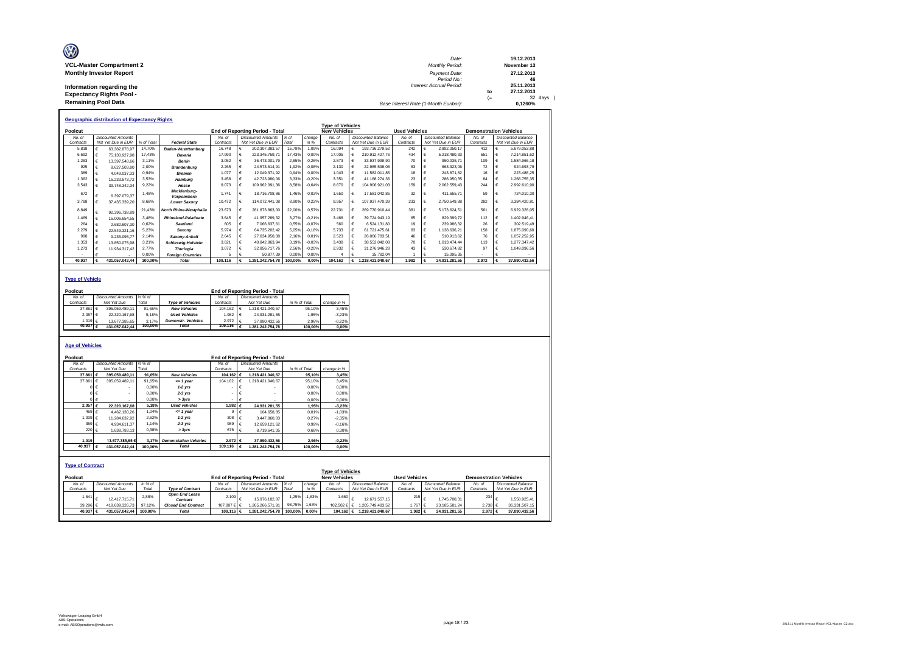**VCL-Master Compartment 2**
**Monthly Investor Report**

**Information regarding the Expectancy Rights Pool - Remaining Pool Data**

| | | |
|---|---|---|
| Date: | | 19.12.2013 |
| Monthly Period: | | November 13 |
| Payment Date: | | 27.12.2013 |
| Period No.: | | 46 |
| Interest Accrual Period: | | 25.11.2013 |
| | to | 27.12.2013 |
| | (= | 32 days ) |
| Base Interest Rate (1-Month Euribor): | | 0,1260% |

## Geographic distribution of Expectancy Rights

| Poolcut | | | | End of Reporting Period - Total | | | | Type of Vehicles | | | | | |
|---|---|---|---|---|---|---|---|---|---|---|---|---|---|
| | | | | | | | | New Vehicles | | Used Vehicles | | Demonstration Vehicles | |
| No. of Contracts | Discounted Amounts Not Yet Due in EUR | % of Total | Federal State | No. of Contracts | Discounted Amounts Not Yet Due in EUR | % of Total | change in % | No. of Contracts | Discounted Balance Not Yet Due in EUR | No. of Contracts | Discounted Balance Not Yet Due in EUR | No. of Contracts | Discounted Balance Not Yet Due in EUR |
| 5.818 | € 63.382.878,97 | 14,70% | Baden-Wuerttemberg | 16.748 | € 202.307.383,57 | 15,79% | 1,09% | 16.094 | € 193.736.279,52 | 242 | € 2.892.050,17 | 412 | € 5.679.053,88 |
| 6.692 | € 75.130.927,98 | 17,43% | Bavaria | 17.990 | € 223.345.759,71 | 17,43% | 0,00% | 17.005 | € 210.912.427,76 | 434 | € 5.218.480,33 | 551 | € 7.214.851,62 |
| 1.263 | € 13.397.548,66 | 3,11% | Berlin | 3.052 | € 36.473.001,79 | 2,85% | -0,26% | 2.873 | € 33.937.999,90 | 70 | € 950.035,71 | 109 | € 1.584.966,18 |
| 925 | € 8.627.503,80 | 2,00% | Brandenburg | 2.265 | € 24.573.614,91 | 1,92% | -0,08% | 2.130 | € 22.985.598,06 | 63 | € 663.323,06 | 72 | € 924.693,79 |
| 389 | € 4.049.037,33 | 0,94% | Bremen | 1.077 | € 12.049.371,92 | 0,94% | 0,00% | 1.043 | € 11.582.011,85 | 18 | € 243.871,82 | 16 | € 223.488,25 |
| 1.362 | € 15.233.573,72 | 3,53% | Hamburg | 3.458 | € 42.723.980,06 | 3,33% | -0,20% | 3.351 | € 41.168.274,36 | 23 | € 286.950,35 | 84 | € 1.268.755,35 |
| 3.543 | € 39.748.342,34 | 9,22% | Hesse | 9.073 | € 109.962.091,36 | 8,58% | -0,64% | 8.670 | € 104.906.921,03 | 159 | € 2.062.559,43 | 244 | € 2.992.610,90 |
| 672 | € 6.397.079,37 | 1,48% | Mecklenburg-Vorpommern | 1.741 | € 18.716.708,86 | 1,46% | -0,02% | 1.650 | € 17.581.042,85 | 32 | € 411.655,71 | 59 | € 724.010,30 |
| 3.788 | € 37.435.339,20 | 8,68% | Lower Saxony | 10.472 | € 114.072.441,08 | 8,90% | 0,22% | 9.957 | € 107.937.470,39 | 233 | € 2.750.549,88 | 282 | € 3.384.420,81 |
| 8.849 | € 92.396.738,89 | 21,43% | North Rhine-Westphalia | 23.673 | € 281.873.863,00 | 22,00% | 0,57% | 22.731 | € 269.770.910,44 | 381 | € 5.173.624,51 | 561 | € 6.929.328,05 |
| 1.469 | € 15.006.654,55 | 3,48% | Rhineland-Palatinate | 3.645 | € 41.957.289,32 | 3,27% | -0,21% | 3.468 | € 39.724.943,19 | 65 | € 829.399,72 | 112 | € 1.402.946,41 |
| 264 | € 2.682.607,30 | 0,62% | Saarland | 605 | € 7.066.637,61 | 0,55% | -0,07% | 560 | € 6.524.131,80 | 19 | € 239.986,32 | 26 | € 302.519,49 |
| 2.279 | € 22.549.321,16 | 5,23% | Saxony | 5.974 | € 64.735.202,42 | 5,05% | -0,18% | 5.733 | € 61.721.475,61 | 83 | € 1.138.636,21 | 158 | € 1.875.090,60 |
| 998 | € 9.235.095,77 | 2,14% | Saxony-Anhalt | 2.645 | € 27.634.950,08 | 2,16% | 0,01% | 2.523 | € 26.066.783,51 | 46 | € 510.913,62 | 76 | € 1.057.252,95 |
| 1.353 | € 13.850.075,98 | 3,21% | Schleswig-Holstein | 3.621 | € 40.842.863,94 | 3,19% | -0,03% | 3.438 | € 38.552.042,08 | 70 | € 1.013.474,44 | 113 | € 1.277.347,42 |
| 1.273 | € 11.934.317,42 | 2,77% | Thuringia | 3.072 | € 32.856.717,76 | 2,56% | -0,20% | 2.932 | € 31.276.946,28 | 43 | € 530.674,92 | 97 | € 1.049.096,56 |
| - | € - | 0,00% | Foreign Countries | 5 | € 50.877,39 | 0,00% | 0,00% | 4 | € 35.782,04 | 1 | € 15.095,35 | - | € - |
| **40.937** | **€ 431.057.042,44** | **100,00%** | **Total** | **109.116** | **€ 1.281.242.754,78** | **100,00%** | **0,00%** | **104.162** | **€ 1.218.421.040,67** | **1.982** | **€ 24.931.281,55** | **2.972** | **€ 37.890.432,56** |

## Type of Vehicle

| Poolcut | | | | End of Reporting Period - Total | | | |
|---|---|---|---|---|---|---|---|
| No. of Contracts | Discounted Amounts Not Yet Due | in % of Total | Type of Vehicles | No. of Contracts | Discounted Amounts Not Yet Due | in % of Total | change in % |
| 37.861 | € 395.059.489,11 | 91,65% | New Vehicles | 104.162 | € 1.218.421.040,67 | 95,10% | 3,45% |
| 2.057 | € 22.320.167,68 | 5,18% | Used Vehicles | 1.982 | € 24.931.281,55 | 1,95% | -3,23% |
| 1.019 | € 13.677.385,65 | 3,17% | Demonstr. Vehicles | 2.972 | € 37.890.432,56 | 2,96% | -0,22% |
| **40.937** | **€ 431.057.042,44** | **100,00%** | **Total** | **109.116** | **€ 1.281.242.754,78** | **100,00%** | **0,00%** |

## Age of Vehicles

| Poolcut | | | | End of Reporting Period - Total | | | |
|---|---|---|---|---|---|---|---|
| No. of Contracts | Discounted Amounts Not Yet Due | in % of Total | | No. of Contracts | Discounted Amounts Not Yet Due | in % of Total | change in % |
| **37.861** | **€ 395.059.489,11** | **91,65%** | **New Vehicles** | **104.162** | **€ 1.218.421.040,67** | **95,10%** | **3,45%** |
| 37.861 | € 395.059.489,11 | 91,65% | <= 1 year | 104.162 | € 1.218.421.040,67 | 95,10% | 3,45% |
| 0 | € - | 0,00% | 1-2 yrs | - | € - | 0,00% | 0,00% |
| 0 | € - | 0,00% | 2-3 yrs | - | € - | 0,00% | 0,00% |
| 0 | € - | 0,00% | > 3yrs | - | € - | 0,00% | 0,00% |
| **2.057** | **€ 22.320.167,68** | **5,18%** | **Used vehicles** | **1.982** | **€ 24.931.281,55** | **1,95%** | **-3,23%** |
| 469 | € 4.462.130,26 | 1,04% | <= 1 year | 9 | € 104.658,85 | 0,01% | -1,03% |
| 1.009 | € 11.284.632,92 | 2,62% | 1-2 yrs | 308 | € 3.447.890,03 | 0,27% | -2,35% |
| 359 | € 4.934.611,37 | 1,14% | 2-3 yrs | 989 | € 12.659.121,62 | 0,99% | -0,16% |
| 220 | € 1.638.793,13 | 0,38% | > 3yrs | 676 | € 8.719.641,05 | 0,68% | 0,30% |
| **1.019** | **13.677.385,65 €** | **3,17%** | **Demonstation Vehicles** | **2.972** | **€ 37.890.432,56** | **2,96%** | **-0,22%** |
| **40.937** | **€ 431.057.042,44** | **100,00%** | **Total** | **109.116** | **€ 1.281.242.754,78** | **100,00%** | **0,00%** |

## Type of Contract

| Poolcut | | | | End of Reporting Period - Total | | | | Type of Vehicles | | | | | |
|---|---|---|---|---|---|---|---|---|---|---|---|---|---|
| | | | | | | | | New Vehicles | | Used Vehicles | | Demonstration Vehicles | |
| No. of Contracts | Discounted Amounts Not Yet Due | in % of Total | Type of Contract | No. of Contracts | Discounted Amounts Not Yet Due in EUR | % of Total | change in % | No. of Contracts | Discounted Balance Not Yet Due in EUR | No. of Contracts | Discounted Balance Not Yet Due in EUR | No. of Contracts | Discounted Balance Not Yet Due in EUR |
| 1.641 | € 12.417.715,71 | 2,88% | Open End Lease Contract | 2.109 | € 15.976.182,87 | 1,25% | -1,63% | 1.660 | € 12.671.557,15 | 215 | € 1.745.700,31 | 234 | € 1.558.925,41 |
| 39.296 | € 418.639.326,73 | 97,12% | Closed End Contract | 107.007 | € 1.265.266.571,91 | 98,75% | 1,63% | 102.502 | € 1.205.749.483,52 | 1.767 | € 23.185.581,24 | 2.738 | € 36.331.507,15 |
| **40.937** | **€ 431.057.042,44** | **100,00%** | **Total** | **109.116** | **€ 1.281.242.754,78** | **100,00%** | **0,00%** | **104.162** | **€ 1.218.421.040,67** | **1.982** | **€ 24.931.281,55** | **2.972** | **€ 37.890.432,56** |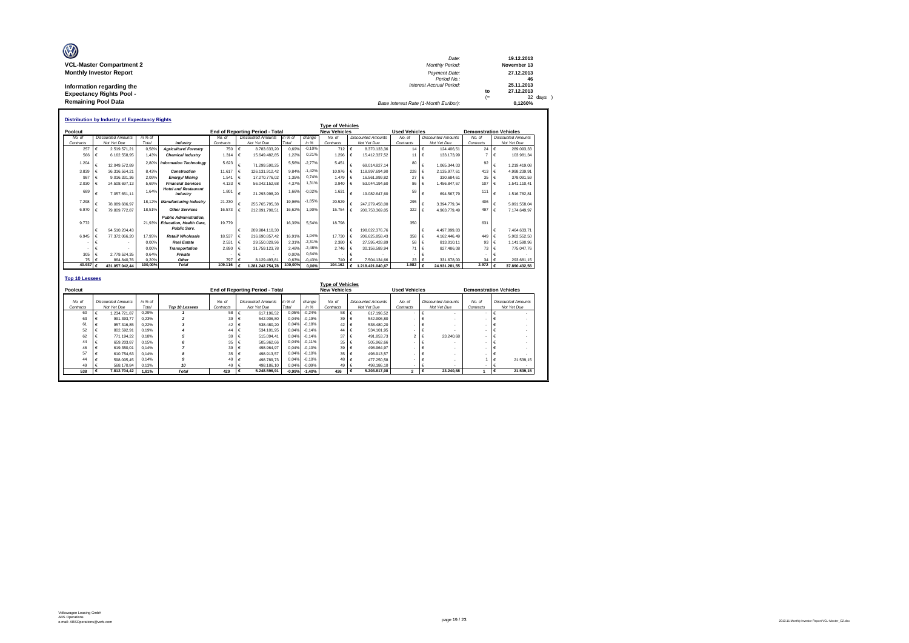**VCL-Master Compartment 2**

**Monthly Investor Report**

**Information regarding the Expectancy Rights Pool - Remaining Pool Data**

| | | |
|---|---|---|
| Date: | | 19.12.2013 |
| Monthly Period: | | November 13 |
| Payment Date: | | 27.12.2013 |
| Period No.: | | 46 |
| Interest Accrual Period: | | 25.11.2013 |
| | to | 27.12.2013 |
| | (= | 32 days ) |
| Base Interest Rate (1-Month Euribor): | | 0,1260% |

**Distribution by Industry of Expectancy Rights**

| Poolcut | | | | End of Reporting Period - Total | | | | Type of Vehicles New Vehicles | | Used Vehicles | | Demonstration Vehicles | |
|---|---|---|---|---|---|---|---|---|---|---|---|---|---|
| No. of Contracts | Discounted Amounts Not Yet Due | in % of Total | Industry | No. of Contracts | Discounted Amounts Not Yet Due | in % of Total | change in % | No. of Contracts | Discounted Amounts Not Yet Due | No. of Contracts | Discounted Amounts Not Yet Due | No. of Contracts | Discounted Amounts Not Yet Due |
| 257 | € 2.519.571,21 | 0,58% | **Agriculture/ Forestry** | 750 | € 8.783.633,20 | 0,69% | -0,10% | 712 | € 8.370.133,36 | 14 | € 124.406,51 | 24 | € 289.093,33 |
| 566 | € 6.162.558,95 | 1,43% | **Chemical Industry** | 1.314 | € 15.649.482,85 | 1,22% | 0,21% | 1.296 | € 15.412.327,52 | 11 | € 133.173,99 | 7 | € 103.981,34 |
| 1.204 | € 12.049.572,89 | 2,80% | **Information Technology** | 5.623 | € 71.299.590,25 | 5,56% | -2,77% | 5.451 | € 69.014.827,14 | 80 | € 1.065.344,03 | 92 | € 1.219.419,08 |
| 3.839 | € 36.316.564,21 | 8,43% | **Construction** | 11.617 | € 126.131.912,42 | 9,84% | -1,42% | 10.976 | € 118.997.694,90 | 228 | € 2.135.977,61 | 413 | € 4.998.239,91 |
| 987 | € 9.016.331,36 | 2,09% | **Energy/ Mining** | 1.541 | € 17.270.776,02 | 1,35% | 0,74% | 1.479 | € 16.561.999,82 | 27 | € 330.684,61 | 35 | € 378.091,59 |
| 2.030 | € 24.508.697,13 | 5,69% | **Financial Services** | 4.133 | € 56.042.152,68 | 4,37% | 1,31% | 3.940 | € 53.044.194,60 | 86 | € 1.456.847,67 | 107 | € 1.541.110,41 |
| 689 | € 7.057.651,11 | 1,64% | **Hotel and Restaurant Industry** | 1.801 | € 21.293.998,20 | 1,66% | -0,02% | 1.631 | € 19.082.647,60 | 59 | € 694.567,79 | 111 | € 1.516.782,81 |
| 7.298 | € 78.089.686,97 | 18,12% | **Manufacturing Industry** | 21.230 | € 255.765.795,38 | 19,96% | -1,85% | 20.529 | € 247.279.458,00 | 295 | € 3.394.779,34 | 406 | € 5.091.558,04 |
| 6.970 | € 79.809.772,87 | 18,51% | **Other Services** | 16.573 | € 212.891.798,51 | 16,62% | 1,90% | 15.754 | € 200.753.369,05 | 322 | € 4.963.779,49 | 497 | € 7.174.649,97 |
| 9.772 | € 94.510.204,43 | 21,93% | **Public Administration, Education, Health Care, Public Serv.** | 19.779 | € 209.984.110,30 | 16,39% | 5,54% | 18.798 | € 198.022.376,76 | 350 | € 4.497.099,83 | 631 | € 7.464.633,71 |
| 6.945 | € 77.372.066,20 | 17,95% | **Retail/ Wholesale** | 18.537 | € 216.690.857,42 | 16,91% | 1,04% | 17.730 | € 206.625.858,43 | 358 | € 4.162.446,49 | 449 | € 5.902.552,50 |
| - | € - | 0,00% | **Real Estate** | 2.531 | € 29.550.029,96 | 2,31% | -2,31% | 2.380 | € 27.595.428,89 | 58 | € 813.010,11 | 93 | € 1.141.590,96 |
| - | € - | 0,00% | **Transportation** | 2.890 | € 31.759.123,78 | 2,48% | -2,48% | 2.746 | € 30.156.589,94 | 71 | € 827.486,08 | 73 | € 775.047,76 |
| 305 | € 2.779.524,35 | 0,64% | **Private** | - | € - | 0,00% | 0,64% | - | € - | - | € - | - | € - |
| 75 | € 864.840,76 | 0,20% | **Other** | 797 | € 8.129.493,81 | 0,63% | -0,43% | 740 | € 7.504.134,66 | 23 | € 331.678,00 | 34 | € 293.681,15 |
| **40.937** | **€ 431.057.042,44** | **100,00%** | **Total** | **109.116** | **€ 1.281.242.754,78** | **100,00%** | **0,00%** | **104.162** | **€ 1.218.421.040,67** | **1.982** | **€ 24.931.281,55** | **2.972** | **€ 37.890.432,56** |

**Top 10 Lessees**

| Poolcut | | | | End of Reporting Period - Total | | | | Type of Vehicles New Vehicles | | Used Vehicles | | Demonstration Vehicles | |
|---|---|---|---|---|---|---|---|---|---|---|---|---|---|
| No. of Contracts | Discounted Amounts Not Yet Due | in % of Total | Top 10 Lessees | No. of Contracts | Discounted Amounts Not Yet Due | in % of Total | change in % | No. of Contracts | Discounted Amounts Not Yet Due | No. of Contracts | Discounted Amounts Not Yet Due | No. of Contracts | Discounted Amounts Not Yet Due |
| 60 | € 1.234.721,87 | 0,29% | **1** | 58 | € 617.196,52 | 0,05% | -0,24% | 58 | € 617.196,52 | - | € - | - | € - |
| 63 | € 991.393,77 | 0,23% | **2** | 39 | € 542.906,80 | 0,04% | -0,19% | 39 | € 542.906,80 | - | € - | - | € - |
| 61 | € 957.316,85 | 0,22% | **3** | 42 | € 538.480,20 | 0,04% | -0,18% | 42 | € 538.480,20 | - | € - | - | € - |
| 52 | € 802.592,91 | 0,19% | **4** | 44 | € 534.101,95 | 0,04% | -0,14% | 44 | € 534.101,95 | - | € - | - | € - |
| 62 | € 771.194,22 | 0,18% | **5** | 39 | € 515.094,41 | 0,04% | -0,14% | 37 | € 491.853,73 | 2 | € 23.240,68 | - | € - |
| 44 | € 659.203,87 | 0,15% | **6** | 35 | € 505.962,66 | 0,04% | -0,11% | 35 | € 505.962,66 | - | € - | - | € - |
| 46 | € 619.350,01 | 0,14% | **7** | 39 | € 498.964,97 | 0,04% | -0,10% | 39 | € 498.964,97 | - | € - | - | € - |
| 57 | € 610.754,63 | 0,14% | **8** | 35 | € 498.913,57 | 0,04% | -0,10% | 35 | € 498.913,57 | - | € - | - | € - |
| 44 | € 598.005,45 | 0,14% | **9** | 49 | € 498.789,73 | 0,04% | -0,10% | 48 | € 477.250,58 | - | € - | 1 | € 21.539,15 |
| 49 | € 568.170,84 | 0,13% | **10** | 49 | € 498.186,10 | 0,04% | -0,09% | 49 | € 498.186,10 | - | € - | - | € - |
| **538** | **€ 7.812.704,42** | **1,81%** | **Total** | **429** | **€ 5.248.596,91** | **-0,99%** | **-1,40%** | **426** | **€ 5.203.817,08** | **2** | **€ 23.240,68** | **1** | **€ 21.539,15** |

Volkswagen Leasing GmbH
ABS Operations
e-mail: ABSOperations@vwfs.com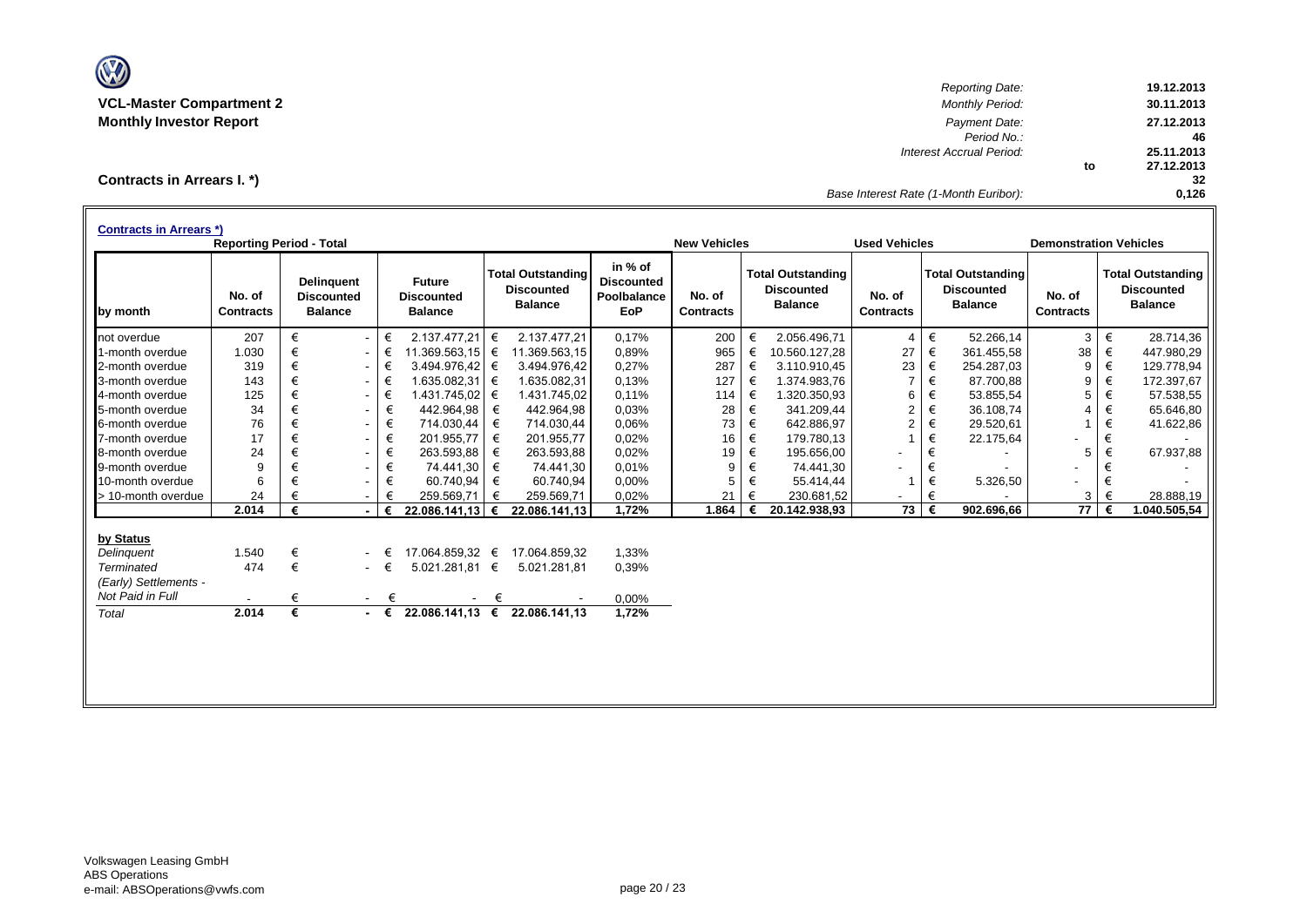**VCL-Master Compartment 2**
**Monthly Investor Report**

| | | |
|---|---|---|
| *Reporting Date:* | | **19.12.2013** |
| *Monthly Period:* | | **30.11.2013** |
| *Payment Date:* | | **27.12.2013** |
| *Period No.:* | | **46** |
| *Interest Accrual Period:* | | **25.11.2013** |
| | **to** | **27.12.2013** |
| | | **32** |
| *Base Interest Rate (1-Month Euribor):* | | **0,126** |

## Contracts in Arrears I. *)

**Contracts in Arrears *)**

| | Reporting Period - Total | | | | | New Vehicles | | Used Vehicles | | Demonstration Vehicles | |
|---|---|---|---|---|---|---|---|---|---|---|---|
| **by month** | **No. of Contracts** | **Delinquent Discounted Balance** | **Future Discounted Balance** | **Total Outstanding Discounted Balance** | **in % of Discounted Poolbalance EoP** | **No. of Contracts** | **Total Outstanding Discounted Balance** | **No. of Contracts** | **Total Outstanding Discounted Balance** | **No. of Contracts** | **Total Outstanding Discounted Balance** |
| not overdue | 207 | € - | € 2.137.477,21 | € 2.137.477,21 | 0,17% | 200 | € 2.056.496,71 | 4 | € 52.266,14 | 3 | € 28.714,36 |
| 1-month overdue | 1.030 | € - | € 11.369.563,15 | € 11.369.563,15 | 0,89% | 965 | € 10.560.127,28 | 27 | € 361.455,58 | 38 | € 447.980,29 |
| 2-month overdue | 319 | € - | € 3.494.976,42 | € 3.494.976,42 | 0,27% | 287 | € 3.110.910,45 | 23 | € 254.287,03 | 9 | € 129.778,94 |
| 3-month overdue | 143 | € - | € 1.635.082,31 | € 1.635.082,31 | 0,13% | 127 | € 1.374.983,76 | 7 | € 87.700,88 | 9 | € 172.397,67 |
| 4-month overdue | 125 | € - | € 1.431.745,02 | € 1.431.745,02 | 0,11% | 114 | € 1.320.350,93 | 6 | € 53.855,54 | 5 | € 57.538,55 |
| 5-month overdue | 34 | € - | € 442.964,98 | € 442.964,98 | 0,03% | 28 | € 341.209,44 | 2 | € 36.108,74 | 4 | € 65.646,80 |
| 6-month overdue | 76 | € - | € 714.030,44 | € 714.030,44 | 0,06% | 73 | € 642.886,97 | 2 | € 29.520,61 | 1 | € 41.622,86 |
| 7-month overdue | 17 | € - | € 201.955,77 | € 201.955,77 | 0,02% | 16 | € 179.780,13 | 1 | € 22.175,64 | - | € - |
| 8-month overdue | 24 | € - | € 263.593,88 | € 263.593,88 | 0,02% | 19 | € 195.656,00 | - | € - | 5 | € 67.937,88 |
| 9-month overdue | 9 | € - | € 74.441,30 | € 74.441,30 | 0,01% | 9 | € 74.441,30 | - | € - | - | € - |
| 10-month overdue | 6 | € - | € 60.740,94 | € 60.740,94 | 0,00% | 5 | € 55.414,44 | 1 | € 5.326,50 | - | € - |
| > 10-month overdue | 24 | € - | € 259.569,71 | € 259.569,71 | 0,02% | 21 | € 230.681,52 | - | € - | 3 | € 28.888,19 |
| | **2.014** | **€ -** | **€ 22.086.141,13** | **€ 22.086.141,13** | **1,72%** | **1.864** | **€ 20.142.938,93** | **73** | **€ 902.696,66** | **77** | **€ 1.040.505,54** |

| **by Status** | | | | | |
|---|---|---|---|---|---|
| *Delinquent* | 1.540 | € - | € 17.064.859,32 | € 17.064.859,32 | 1,33% |
| *Terminated* | 474 | € - | € 5.021.281,81 | € 5.021.281,81 | 0,39% |
| *(Early) Settlements - Not Paid in Full* | - | € - | € - | € - | 0,00% |
| *Total* | **2.014** | **€ -** | **€ 22.086.141,13** | **€ 22.086.141,13** | **1,72%** |

Volkswagen Leasing GmbH
ABS Operations
e-mail: ABSOperations@vwfs.com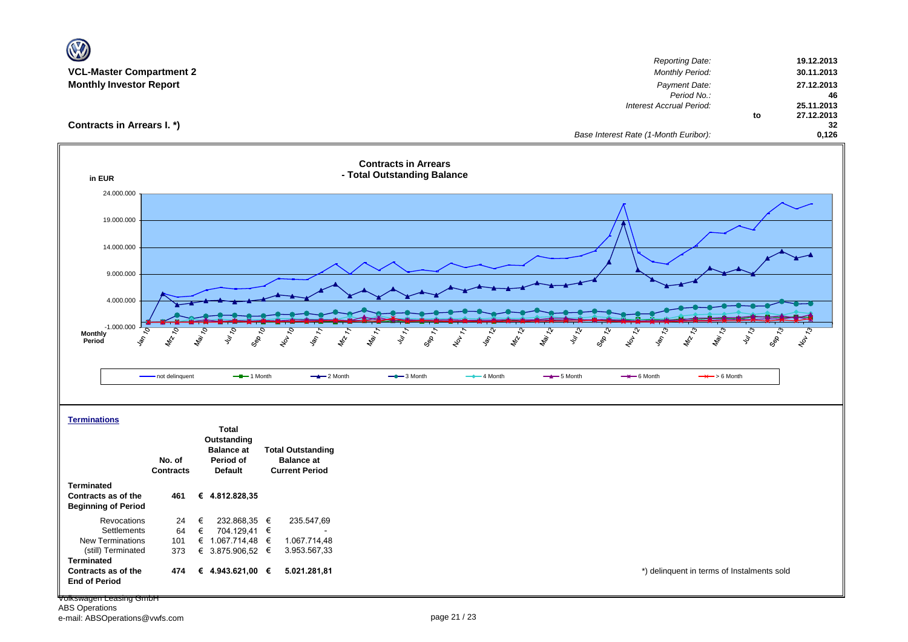**VCL-Master Compartment 2**
**Monthly Investor Report**

| | | |
|---|---|---|
| *Reporting Date:* | | 19.12.2013 |
| *Monthly Period:* | | 30.11.2013 |
| *Payment Date:* | | 27.12.2013 |
| *Period No.:* | | 46 |
| *Interest Accrual Period:* | | 25.11.2013 |
| | to | 27.12.2013 |
| | | 32 |
| *Base Interest Rate (1-Month Euribor):* | | 0,126 |

## Contracts in Arrears I. *)

**Contracts in Arrears - Total Outstanding Balance**

in EUR

Legend: not delinquent, 1 Month, 2 Month, 3 Month, 4 Month, 5 Month, 6 Month, > 6 Month

### Terminations

| | No. of Contracts | Total Outstanding Balance at Period of Default | Total Outstanding Balance at Current Period |
|---|---|---|---|
| **Terminated Contracts as of the Beginning of Period** | **461** | **€ 4.812.828,35** | |
| Revocations | 24 | € 232.868,35 | € 235.547,69 |
| Settlements | 64 | € 704.129,41 | € - |
| New Terminations | 101 | € 1.067.714,48 | € 1.067.714,48 |
| (still) Terminated | 373 | € 3.875.906,52 | € 3.953.567,33 |
| **Terminated Contracts as of the End of Period** | **474** | **€ 4.943.621,00** | **€ 5.021.281,81** |

*) delinquent in terms of Instalments sold

Volkswagen Leasing GmbH
ABS Operations
e-mail: ABSOperations@vwfs.com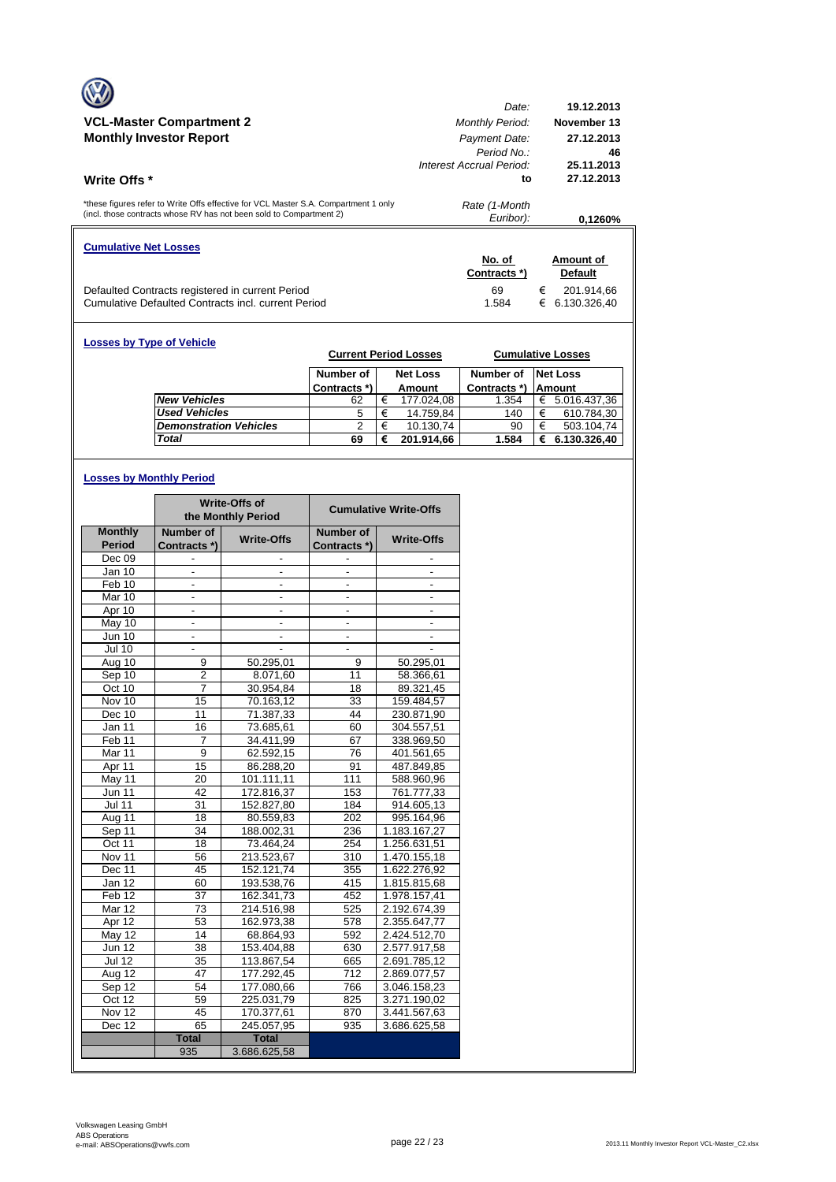**VCL-Master Compartment 2**

**Monthly Investor Report**

| | |
|---|---|
| *Date:* | **19.12.2013** |
| *Monthly Period:* | **November 13** |
| *Payment Date:* | **27.12.2013** |
| *Period No.:* | **46** |
| *Interest Accrual Period:* | **25.11.2013** |
| **to** | **27.12.2013** |
| *Rate (1-Month Euribor):* | **0,1260%** |

## Write Offs *

*these figures refer to Write Offs effective for VCL Master S.A. Compartment 1 only (incl. those contracts whose RV has not been sold to Compartment 2)

### Cumulative Net Losses

| | No. of Contracts *) | Amount of Default |
|---|---|---|
| Defaulted Contracts registered in current Period | 69 | € 201.914,66 |
| Cumulative Defaulted Contracts incl. current Period | 1.584 | € 6.130.326,40 |

### Losses by Type of Vehicle

| | Current Period Losses | | Cumulative Losses | |
|---|---|---|---|---|
| | Number of Contracts *) | Net Loss Amount | Number of Contracts *) | Net Loss Amount |
| *New Vehicles* | 62 | € 177.024,08 | 1.354 | € 5.016.437,36 |
| *Used Vehicles* | 5 | € 14.759,84 | 140 | € 610.784,30 |
| *Demonstration Vehicles* | 2 | € 10.130,74 | 90 | € 503.104,74 |
| ***Total*** | **69** | **€ 201.914,66** | **1.584** | **€ 6.130.326,40** |

### Losses by Monthly Period

| | Write-Offs of the Monthly Period | | Cumulative Write-Offs | |
|---|---|---|---|---|
| **Monthly Period** | **Number of Contracts *)** | **Write-Offs** | **Number of Contracts *)** | **Write-Offs** |
| Dec 09 | - | - | - | - |
| Jan 10 | - | - | - | - |
| Feb 10 | - | - | - | - |
| Mar 10 | - | - | - | - |
| Apr 10 | - | - | - | - |
| May 10 | - | - | - | - |
| Jun 10 | - | - | - | - |
| Jul 10 | - | - | - | - |
| Aug 10 | 9 | 50.295,01 | 9 | 50.295,01 |
| Sep 10 | 2 | 8.071,60 | 11 | 58.366,61 |
| Oct 10 | 7 | 30.954,84 | 18 | 89.321,45 |
| Nov 10 | 15 | 70.163,12 | 33 | 159.484,57 |
| Dec 10 | 11 | 71.387,33 | 44 | 230.871,90 |
| Jan 11 | 16 | 73.685,61 | 60 | 304.557,51 |
| Feb 11 | 7 | 34.411,99 | 67 | 338.969,50 |
| Mar 11 | 9 | 62.592,15 | 76 | 401.561,65 |
| Apr 11 | 15 | 86.288,20 | 91 | 487.849,85 |
| May 11 | 20 | 101.111,11 | 111 | 588.960,96 |
| Jun 11 | 42 | 172.816,37 | 153 | 761.777,33 |
| Jul 11 | 31 | 152.827,80 | 184 | 914.605,13 |
| Aug 11 | 18 | 80.559,83 | 202 | 995.164,96 |
| Sep 11 | 34 | 188.002,31 | 236 | 1.183.167,27 |
| Oct 11 | 18 | 73.464,24 | 254 | 1.256.631,51 |
| Nov 11 | 56 | 213.523,67 | 310 | 1.470.155,18 |
| Dec 11 | 45 | 152.121,74 | 355 | 1.622.276,92 |
| Jan 12 | 60 | 193.538,76 | 415 | 1.815.815,68 |
| Feb 12 | 37 | 162.341,73 | 452 | 1.978.157,41 |
| Mar 12 | 73 | 214.516,98 | 525 | 2.192.674,39 |
| Apr 12 | 53 | 162.973,38 | 578 | 2.355.647,77 |
| May 12 | 14 | 68.864,93 | 592 | 2.424.512,70 |
| Jun 12 | 38 | 153.404,88 | 630 | 2.577.917,58 |
| Jul 12 | 35 | 113.867,54 | 665 | 2.691.785,12 |
| Aug 12 | 47 | 177.292,45 | 712 | 2.869.077,57 |
| Sep 12 | 54 | 177.080,66 | 766 | 3.046.158,23 |
| Oct 12 | 59 | 225.031,79 | 825 | 3.271.190,02 |
| Nov 12 | 45 | 170.377,61 | 870 | 3.441.567,63 |
| Dec 12 | 65 | 245.057,95 | 935 | 3.686.625,58 |
| | **Total** | **Total** | | |
| | 935 | 3.686.625,58 | | |

Volkswagen Leasing GmbH
ABS Operations
e-mail: ABSOperations@vwfs.com

2013.11 Monthly Investor Report VCL-Master_C2.xlsx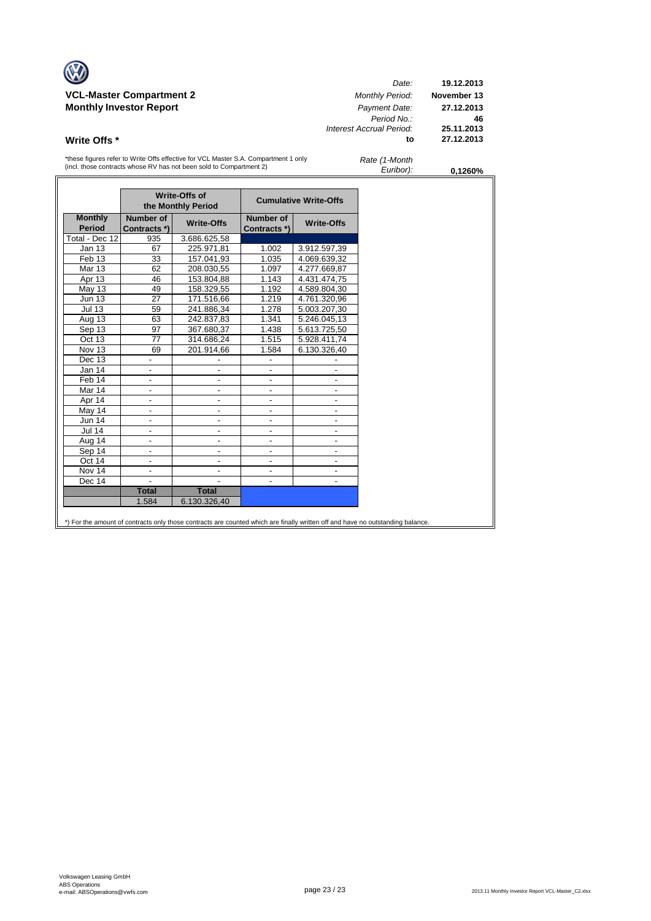## VCL-Master Compartment 2
## Monthly Investor Report

| | |
|---|---|
| *Date:* | **19.12.2013** |
| *Monthly Period:* | **November 13** |
| *Payment Date:* | **27.12.2013** |
| *Period No.:* | **46** |
| *Interest Accrual Period:* | **25.11.2013** |
| **to** | **27.12.2013** |

### Write Offs *

*these figures refer to Write Offs effective for VCL Master S.A. Compartment 1 only (incl. those contracts whose RV has not been sold to Compartment 2)

*Rate (1-Month Euribor):* **0,1260%**

| | Write-Offs of the Monthly Period | | Cumulative Write-Offs | |
|---|---|---|---|---|
| **Monthly Period** | **Number of Contracts *)** | **Write-Offs** | **Number of Contracts *)** | **Write-Offs** |
| Total - Dec 12 | 935 | 3.686.625,58 | | |
| Jan 13 | 67 | 225.971,81 | 1.002 | 3.912.597,39 |
| Feb 13 | 33 | 157.041,93 | 1.035 | 4.069.639,32 |
| Mar 13 | 62 | 208.030,55 | 1.097 | 4.277.669,87 |
| Apr 13 | 46 | 153.804,88 | 1.143 | 4.431.474,75 |
| May 13 | 49 | 158.329,55 | 1.192 | 4.589.804,30 |
| Jun 13 | 27 | 171.516,66 | 1.219 | 4.761.320,96 |
| Jul 13 | 59 | 241.886,34 | 1.278 | 5.003.207,30 |
| Aug 13 | 63 | 242.837,83 | 1.341 | 5.246.045,13 |
| Sep 13 | 97 | 367.680,37 | 1.438 | 5.613.725,50 |
| Oct 13 | 77 | 314.686,24 | 1.515 | 5.928.411,74 |
| Nov 13 | 69 | 201.914,66 | 1.584 | 6.130.326,40 |
| Dec 13 | - | - | - | - |
| Jan 14 | - | - | - | - |
| Feb 14 | - | - | - | - |
| Mar 14 | - | - | - | - |
| Apr 14 | - | - | - | - |
| May 14 | - | - | - | - |
| Jun 14 | - | - | - | - |
| Jul 14 | - | - | - | - |
| Aug 14 | - | - | - | - |
| Sep 14 | - | - | - | - |
| Oct 14 | - | - | - | - |
| Nov 14 | - | - | - | - |
| Dec 14 | - | - | - | - |
| | **Total** | **Total** | | |
| | 1.584 | 6.130.326,40 | | |

*) For the amount of contracts only those contracts are counted which are finally written off and have no outstanding balance.

Volkswagen Leasing GmbH
ABS Operations
e-mail: ABSOperations@vwfs.com

2013.11 Monthly Investor Report VCL-Master_C2.xlsx